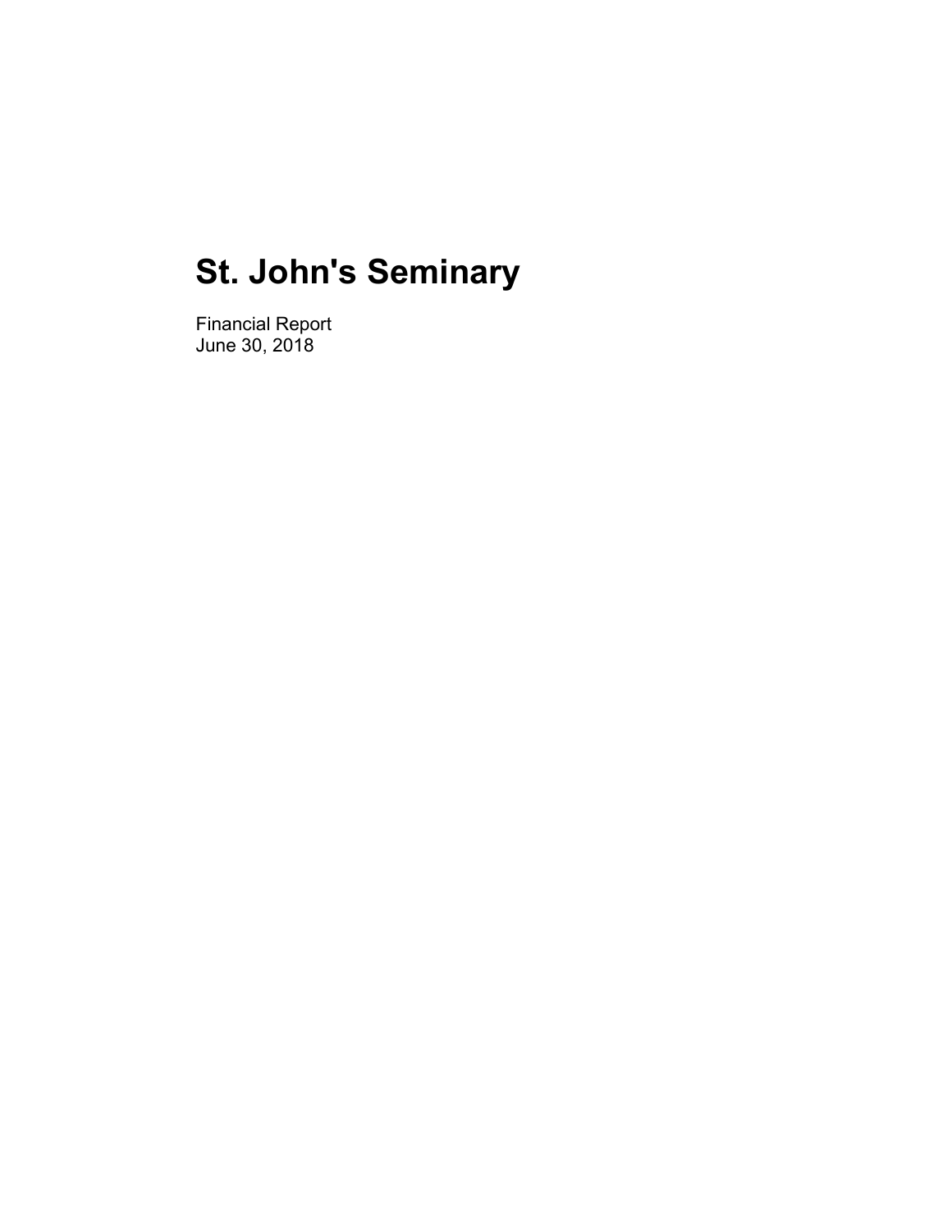# St. John's Seminary

Financial Report
June 30, 2018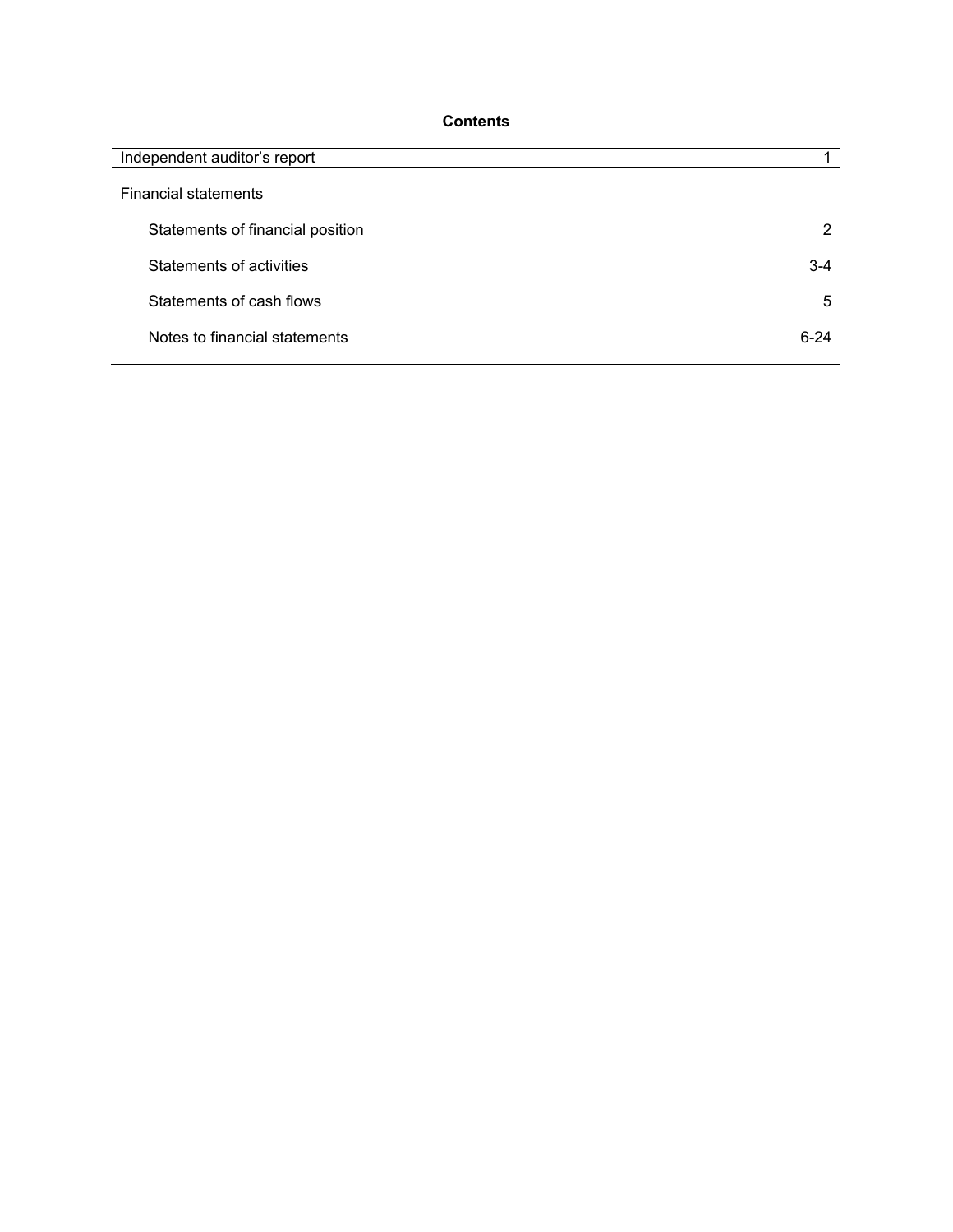# Contents

| | |
|---|---|
| Independent auditor's report | 1 |
| **Financial statements** | |
| Statements of financial position | 2 |
| Statements of activities | 3-4 |
| Statements of cash flows | 5 |
| Notes to financial statements | 6-24 |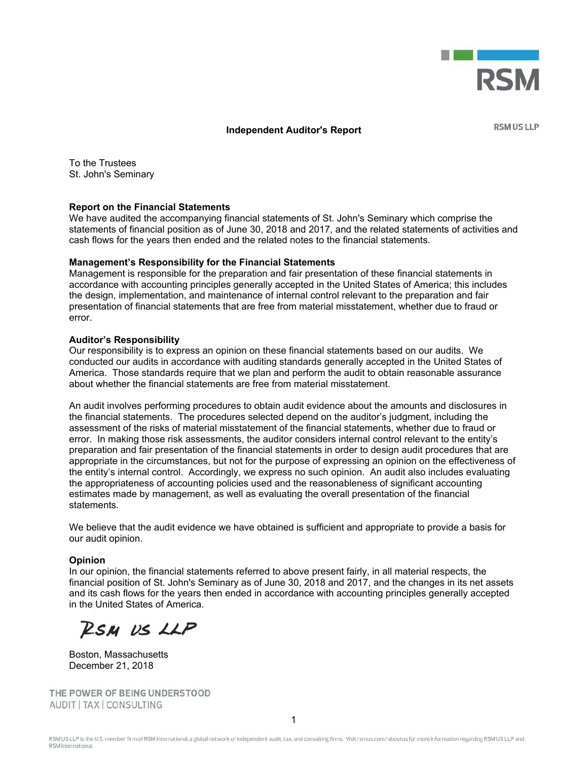RSM

RSM US LLP

# Independent Auditor's Report

To the Trustees
St. John's Seminary

**Report on the Financial Statements**
We have audited the accompanying financial statements of St. John's Seminary which comprise the statements of financial position as of June 30, 2018 and 2017, and the related statements of activities and cash flows for the years then ended and the related notes to the financial statements.

**Management's Responsibility for the Financial Statements**
Management is responsible for the preparation and fair presentation of these financial statements in accordance with accounting principles generally accepted in the United States of America; this includes the design, implementation, and maintenance of internal control relevant to the preparation and fair presentation of financial statements that are free from material misstatement, whether due to fraud or error.

**Auditor's Responsibility**
Our responsibility is to express an opinion on these financial statements based on our audits. We conducted our audits in accordance with auditing standards generally accepted in the United States of America. Those standards require that we plan and perform the audit to obtain reasonable assurance about whether the financial statements are free from material misstatement.

An audit involves performing procedures to obtain audit evidence about the amounts and disclosures in the financial statements. The procedures selected depend on the auditor's judgment, including the assessment of the risks of material misstatement of the financial statements, whether due to fraud or error. In making those risk assessments, the auditor considers internal control relevant to the entity's preparation and fair presentation of the financial statements in order to design audit procedures that are appropriate in the circumstances, but not for the purpose of expressing an opinion on the effectiveness of the entity's internal control. Accordingly, we express no such opinion. An audit also includes evaluating the appropriateness of accounting policies used and the reasonableness of significant accounting estimates made by management, as well as evaluating the overall presentation of the financial statements.

We believe that the audit evidence we have obtained is sufficient and appropriate to provide a basis for our audit opinion.

**Opinion**
In our opinion, the financial statements referred to above present fairly, in all material respects, the financial position of St. John's Seminary as of June 30, 2018 and 2017, and the changes in its net assets and its cash flows for the years then ended in accordance with accounting principles generally accepted in the United States of America.

RSM US LLP

Boston, Massachusetts
December 21, 2018

THE POWER OF BEING UNDERSTOOD
AUDIT | TAX | CONSULTING

RSM US LLP is the U.S. member firm of RSM International, a global network of independent audit, tax, and consulting firms. Visit rsmus.com/aboutus for more information regarding RSM US LLP and RSM International.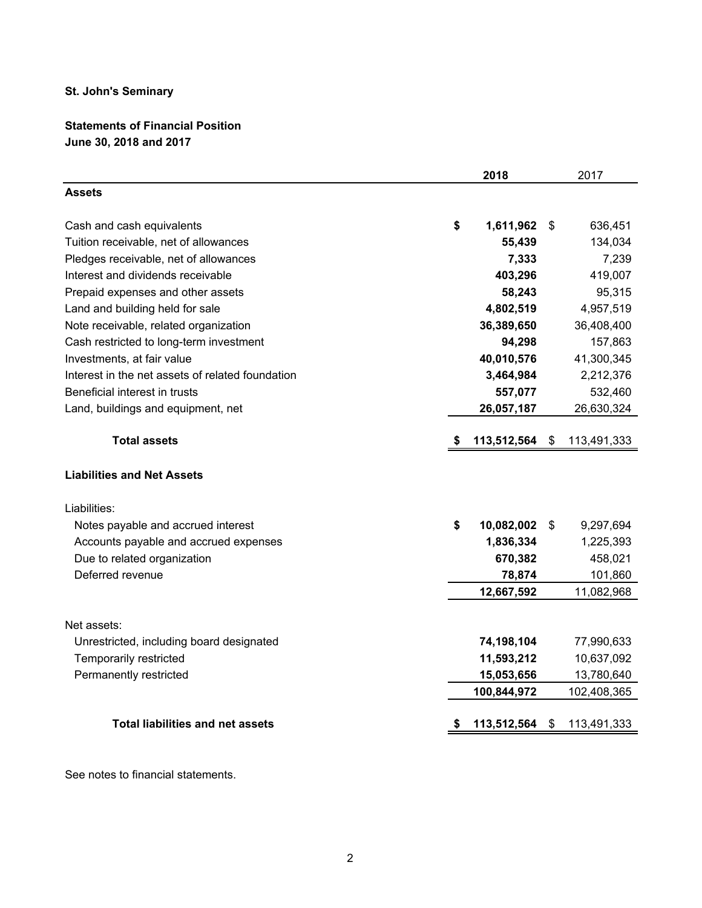**St. John's Seminary**

**Statements of Financial Position**
**June 30, 2018 and 2017**

| | 2018 | 2017 |
|---|---|---|
| **Assets** | | |
| Cash and cash equivalents | $ 1,611,962 | $ 636,451 |
| Tuition receivable, net of allowances | 55,439 | 134,034 |
| Pledges receivable, net of allowances | 7,333 | 7,239 |
| Interest and dividends receivable | 403,296 | 419,007 |
| Prepaid expenses and other assets | 58,243 | 95,315 |
| Land and building held for sale | 4,802,519 | 4,957,519 |
| Note receivable, related organization | 36,389,650 | 36,408,400 |
| Cash restricted to long-term investment | 94,298 | 157,863 |
| Investments, at fair value | 40,010,576 | 41,300,345 |
| Interest in the net assets of related foundation | 3,464,984 | 2,212,376 |
| Beneficial interest in trusts | 557,077 | 532,460 |
| Land, buildings and equipment, net | 26,057,187 | 26,630,324 |
| **Total assets** | $ 113,512,564 | $ 113,491,333 |
| **Liabilities and Net Assets** | | |
| Liabilities: | | |
| Notes payable and accrued interest | $ 10,082,002 | $ 9,297,694 |
| Accounts payable and accrued expenses | 1,836,334 | 1,225,393 |
| Due to related organization | 670,382 | 458,021 |
| Deferred revenue | 78,874 | 101,860 |
| | 12,667,592 | 11,082,968 |
| Net assets: | | |
| Unrestricted, including board designated | 74,198,104 | 77,990,633 |
| Temporarily restricted | 11,593,212 | 10,637,092 |
| Permanently restricted | 15,053,656 | 13,780,640 |
| | 100,844,972 | 102,408,365 |
| **Total liabilities and net assets** | $ 113,512,564 | $ 113,491,333 |

See notes to financial statements.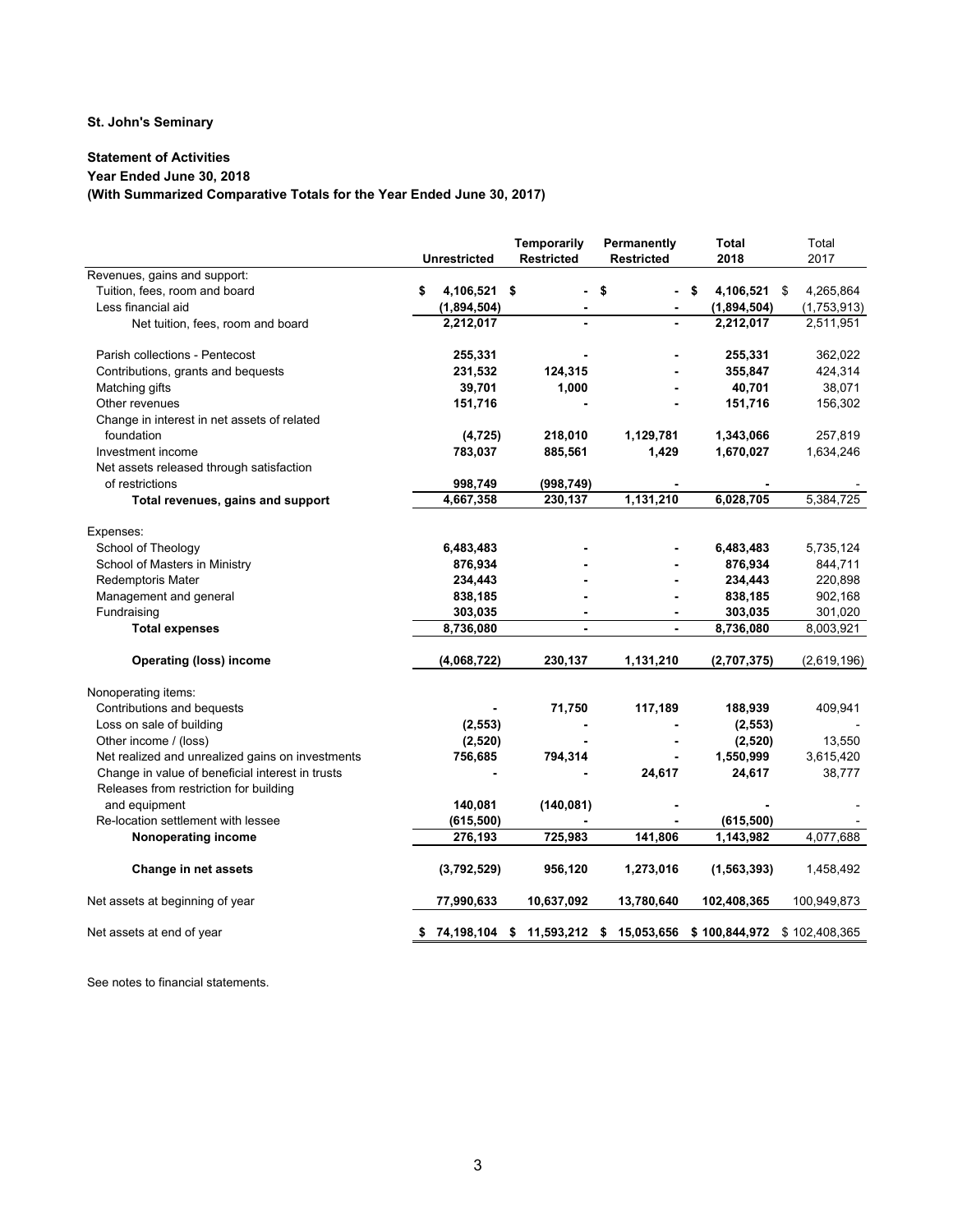**St. John's Seminary**

**Statement of Activities**
**Year Ended June 30, 2018**
**(With Summarized Comparative Totals for the Year Ended June 30, 2017)**

| | Unrestricted | Temporarily Restricted | Permanently Restricted | Total 2018 | Total 2017 |
|---|---|---|---|---|---|
| Revenues, gains and support: | | | | | |
| Tuition, fees, room and board | $ 4,106,521 | $ - | $ - | $ 4,106,521 | $ 4,265,864 |
| Less financial aid | (1,894,504) | - | - | (1,894,504) | (1,753,913) |
| Net tuition, fees, room and board | 2,212,017 | - | - | 2,212,017 | 2,511,951 |
| Parish collections - Pentecost | 255,331 | - | - | 255,331 | 362,022 |
| Contributions, grants and bequests | 231,532 | 124,315 | - | 355,847 | 424,314 |
| Matching gifts | 39,701 | 1,000 | - | 40,701 | 38,071 |
| Other revenues | 151,716 | - | - | 151,716 | 156,302 |
| Change in interest in net assets of related foundation | (4,725) | 218,010 | 1,129,781 | 1,343,066 | 257,819 |
| Investment income | 783,037 | 885,561 | 1,429 | 1,670,027 | 1,634,246 |
| Net assets released through satisfaction of restrictions | 998,749 | (998,749) | - | - | - |
| **Total revenues, gains and support** | 4,667,358 | 230,137 | 1,131,210 | 6,028,705 | 5,384,725 |
| Expenses: | | | | | |
| School of Theology | 6,483,483 | - | - | 6,483,483 | 5,735,124 |
| School of Masters in Ministry | 876,934 | - | - | 876,934 | 844,711 |
| Redemptoris Mater | 234,443 | - | - | 234,443 | 220,898 |
| Management and general | 838,185 | - | - | 838,185 | 902,168 |
| Fundraising | 303,035 | - | - | 303,035 | 301,020 |
| **Total expenses** | 8,736,080 | - | - | 8,736,080 | 8,003,921 |
| **Operating (loss) income** | (4,068,722) | 230,137 | 1,131,210 | (2,707,375) | (2,619,196) |
| Nonoperating items: | | | | | |
| Contributions and bequests | - | 71,750 | 117,189 | 188,939 | 409,941 |
| Loss on sale of building | (2,553) | - | - | (2,553) | - |
| Other income / (loss) | (2,520) | - | - | (2,520) | 13,550 |
| Net realized and unrealized gains on investments | 756,685 | 794,314 | - | 1,550,999 | 3,615,420 |
| Change in value of beneficial interest in trusts | - | - | 24,617 | 24,617 | 38,777 |
| Releases from restriction for building and equipment | 140,081 | (140,081) | - | - | - |
| Re-location settlement with lessee | (615,500) | - | - | (615,500) | - |
| **Nonoperating income** | 276,193 | 725,983 | 141,806 | 1,143,982 | 4,077,688 |
| **Change in net assets** | (3,792,529) | 956,120 | 1,273,016 | (1,563,393) | 1,458,492 |
| Net assets at beginning of year | 77,990,633 | 10,637,092 | 13,780,640 | 102,408,365 | 100,949,873 |
| Net assets at end of year | $ 74,198,104 | $ 11,593,212 | $ 15,053,656 | $ 100,844,972 | $ 102,408,365 |

See notes to financial statements.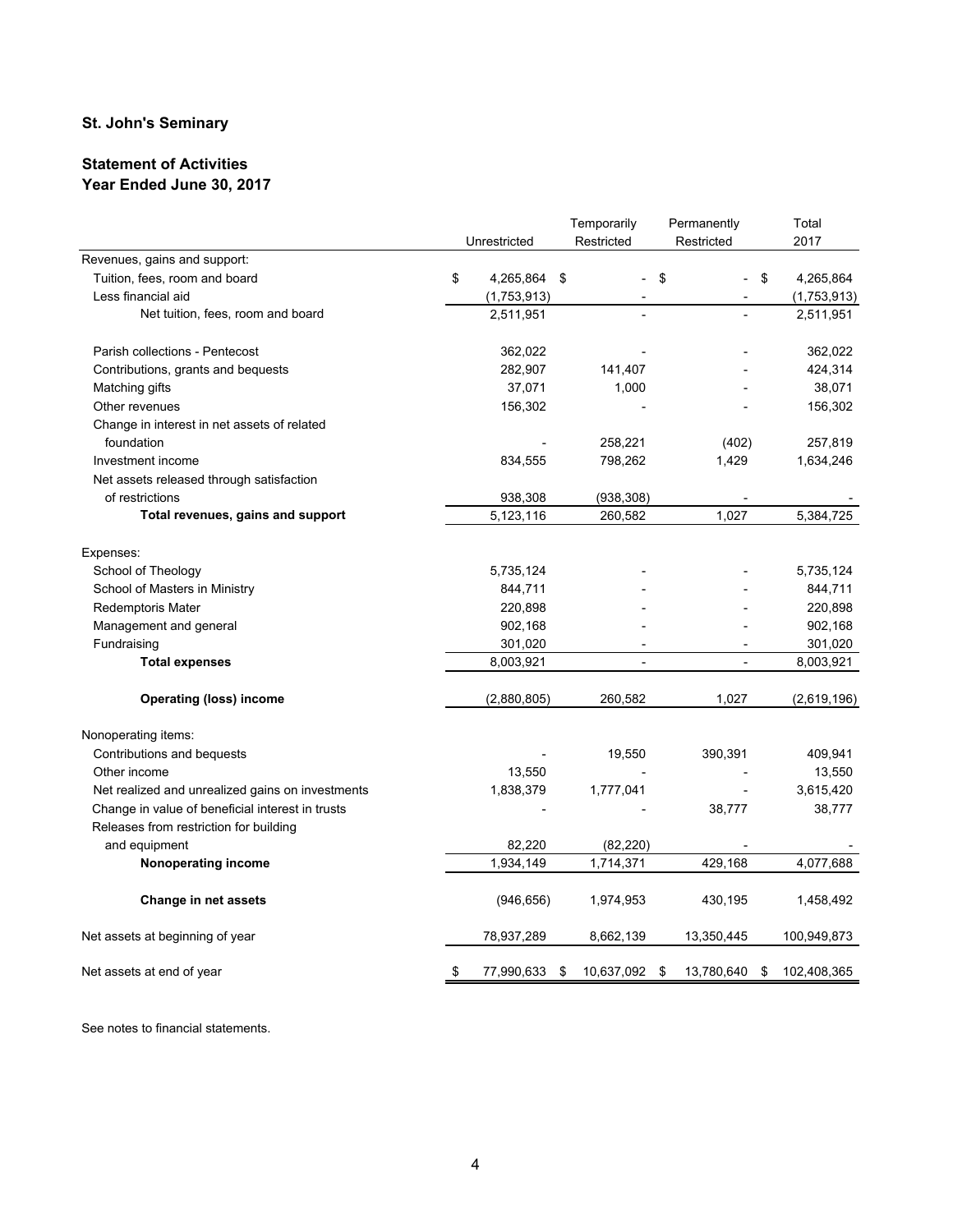**St. John's Seminary**

**Statement of Activities**
**Year Ended June 30, 2017**

| | Unrestricted | Temporarily Restricted | Permanently Restricted | Total 2017 |
|---|---|---|---|---|
| Revenues, gains and support: | | | | |
| Tuition, fees, room and board | $ 4,265,864 | $ - | $ - | $ 4,265,864 |
| Less financial aid | (1,753,913) | - | - | (1,753,913) |
| Net tuition, fees, room and board | 2,511,951 | - | - | 2,511,951 |
| Parish collections - Pentecost | 362,022 | - | - | 362,022 |
| Contributions, grants and bequests | 282,907 | 141,407 | - | 424,314 |
| Matching gifts | 37,071 | 1,000 | - | 38,071 |
| Other revenues | 156,302 | - | - | 156,302 |
| Change in interest in net assets of related foundation | - | 258,221 | (402) | 257,819 |
| Investment income | 834,555 | 798,262 | 1,429 | 1,634,246 |
| Net assets released through satisfaction of restrictions | 938,308 | (938,308) | - | - |
| **Total revenues, gains and support** | 5,123,116 | 260,582 | 1,027 | 5,384,725 |
| Expenses: | | | | |
| School of Theology | 5,735,124 | - | - | 5,735,124 |
| School of Masters in Ministry | 844,711 | - | - | 844,711 |
| Redemptoris Mater | 220,898 | - | - | 220,898 |
| Management and general | 902,168 | - | - | 902,168 |
| Fundraising | 301,020 | - | - | 301,020 |
| **Total expenses** | 8,003,921 | - | - | 8,003,921 |
| **Operating (loss) income** | (2,880,805) | 260,582 | 1,027 | (2,619,196) |
| Nonoperating items: | | | | |
| Contributions and bequests | - | 19,550 | 390,391 | 409,941 |
| Other income | 13,550 | - | - | 13,550 |
| Net realized and unrealized gains on investments | 1,838,379 | 1,777,041 | - | 3,615,420 |
| Change in value of beneficial interest in trusts | - | - | 38,777 | 38,777 |
| Releases from restriction for building and equipment | 82,220 | (82,220) | - | - |
| **Nonoperating income** | 1,934,149 | 1,714,371 | 429,168 | 4,077,688 |
| **Change in net assets** | (946,656) | 1,974,953 | 430,195 | 1,458,492 |
| Net assets at beginning of year | 78,937,289 | 8,662,139 | 13,350,445 | 100,949,873 |
| Net assets at end of year | $ 77,990,633 | $ 10,637,092 | $ 13,780,640 | $ 102,408,365 |

See notes to financial statements.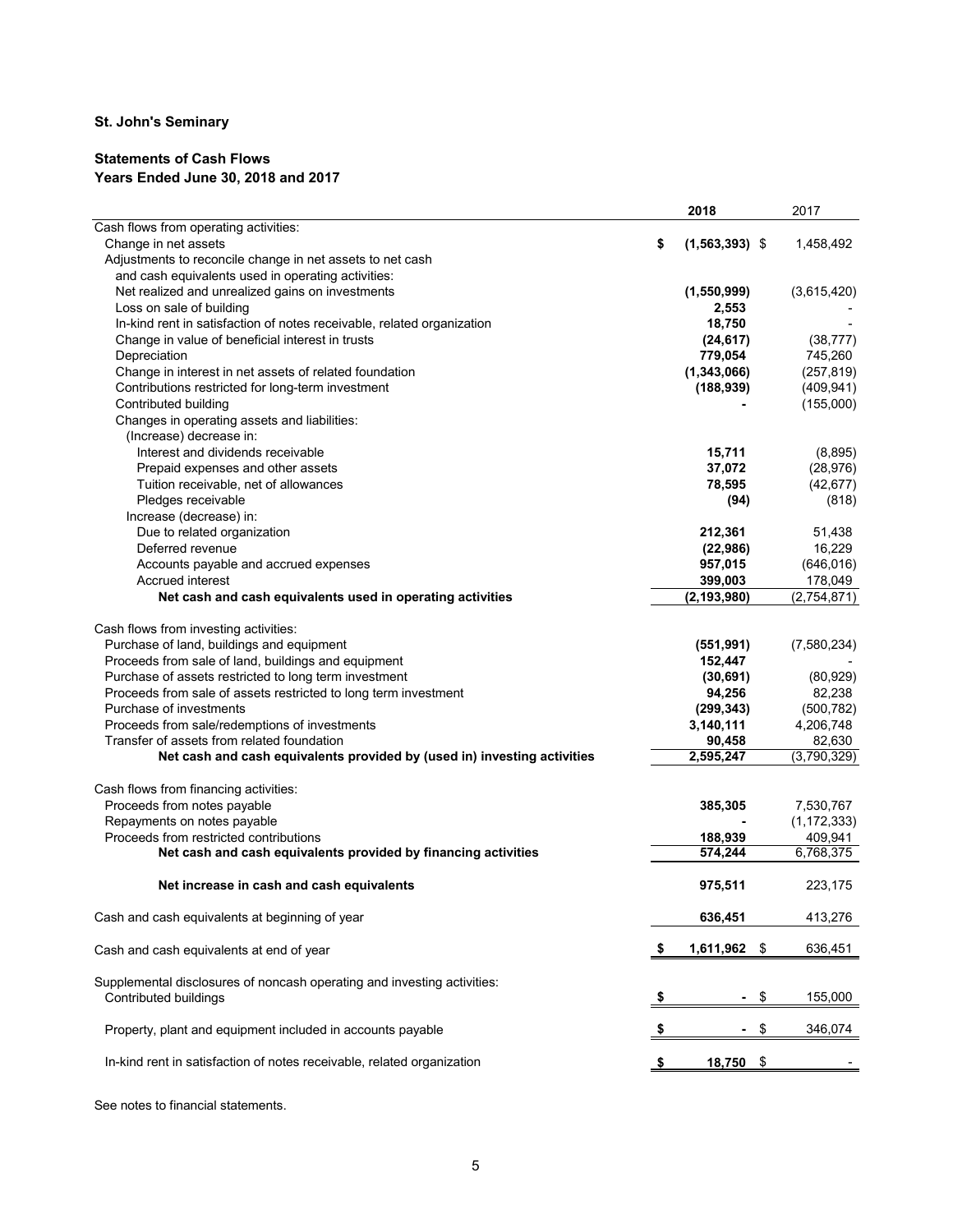**St. John's Seminary**

**Statements of Cash Flows**
**Years Ended June 30, 2018 and 2017**

| | 2018 | 2017 |
|---|---|---|
| Cash flows from operating activities: | | |
| Change in net assets | $ (1,563,393) | $ 1,458,492 |
| Adjustments to reconcile change in net assets to net cash and cash equivalents used in operating activities: | | |
| Net realized and unrealized gains on investments | (1,550,999) | (3,615,420) |
| Loss on sale of building | 2,553 | - |
| In-kind rent in satisfaction of notes receivable, related organization | 18,750 | - |
| Change in value of beneficial interest in trusts | (24,617) | (38,777) |
| Depreciation | 779,054 | 745,260 |
| Change in interest in net assets of related foundation | (1,343,066) | (257,819) |
| Contributions restricted for long-term investment | (188,939) | (409,941) |
| Contributed building | - | (155,000) |
| Changes in operating assets and liabilities: | | |
| (Increase) decrease in: | | |
| Interest and dividends receivable | 15,711 | (8,895) |
| Prepaid expenses and other assets | 37,072 | (28,976) |
| Tuition receivable, net of allowances | 78,595 | (42,677) |
| Pledges receivable | (94) | (818) |
| Increase (decrease) in: | | |
| Due to related organization | 212,361 | 51,438 |
| Deferred revenue | (22,986) | 16,229 |
| Accounts payable and accrued expenses | 957,015 | (646,016) |
| Accrued interest | 399,003 | 178,049 |
| **Net cash and cash equivalents used in operating activities** | (2,193,980) | (2,754,871) |
| Cash flows from investing activities: | | |
| Purchase of land, buildings and equipment | (551,991) | (7,580,234) |
| Proceeds from sale of land, buildings and equipment | 152,447 | - |
| Purchase of assets restricted to long term investment | (30,691) | (80,929) |
| Proceeds from sale of assets restricted to long term investment | 94,256 | 82,238 |
| Purchase of investments | (299,343) | (500,782) |
| Proceeds from sale/redemptions of investments | 3,140,111 | 4,206,748 |
| Transfer of assets from related foundation | 90,458 | 82,630 |
| **Net cash and cash equivalents provided by (used in) investing activities** | 2,595,247 | (3,790,329) |
| Cash flows from financing activities: | | |
| Proceeds from notes payable | 385,305 | 7,530,767 |
| Repayments on notes payable | - | (1,172,333) |
| Proceeds from restricted contributions | 188,939 | 409,941 |
| **Net cash and cash equivalents provided by financing activities** | 574,244 | 6,768,375 |
| **Net increase in cash and cash equivalents** | 975,511 | 223,175 |
| Cash and cash equivalents at beginning of year | 636,451 | 413,276 |
| Cash and cash equivalents at end of year | $ 1,611,962 | $ 636,451 |
| Supplemental disclosures of noncash operating and investing activities: | | |
| Contributed buildings | $ - | $ 155,000 |
| Property, plant and equipment included in accounts payable | $ - | $ 346,074 |
| In-kind rent in satisfaction of notes receivable, related organization | $ 18,750 | $ - |

See notes to financial statements.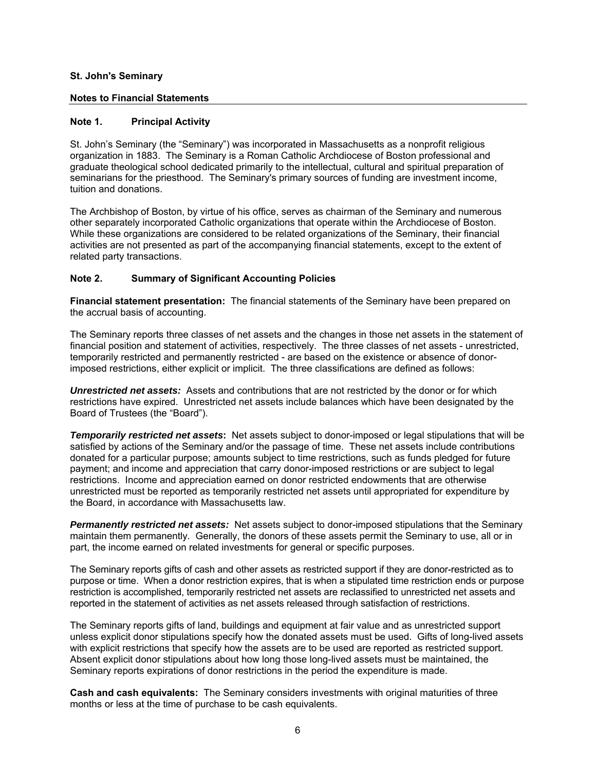**St. John's Seminary**

**Notes to Financial Statements**

## Note 1. Principal Activity

St. John's Seminary (the "Seminary") was incorporated in Massachusetts as a nonprofit religious organization in 1883. The Seminary is a Roman Catholic Archdiocese of Boston professional and graduate theological school dedicated primarily to the intellectual, cultural and spiritual preparation of seminarians for the priesthood. The Seminary's primary sources of funding are investment income, tuition and donations.

The Archbishop of Boston, by virtue of his office, serves as chairman of the Seminary and numerous other separately incorporated Catholic organizations that operate within the Archdiocese of Boston. While these organizations are considered to be related organizations of the Seminary, their financial activities are not presented as part of the accompanying financial statements, except to the extent of related party transactions.

## Note 2. Summary of Significant Accounting Policies

**Financial statement presentation:** The financial statements of the Seminary have been prepared on the accrual basis of accounting.

The Seminary reports three classes of net assets and the changes in those net assets in the statement of financial position and statement of activities, respectively. The three classes of net assets - unrestricted, temporarily restricted and permanently restricted - are based on the existence or absence of donor-imposed restrictions, either explicit or implicit. The three classifications are defined as follows:

***Unrestricted net assets:*** Assets and contributions that are not restricted by the donor or for which restrictions have expired. Unrestricted net assets include balances which have been designated by the Board of Trustees (the "Board").

***Temporarily restricted net assets*:** Net assets subject to donor-imposed or legal stipulations that will be satisfied by actions of the Seminary and/or the passage of time. These net assets include contributions donated for a particular purpose; amounts subject to time restrictions, such as funds pledged for future payment; and income and appreciation that carry donor-imposed restrictions or are subject to legal restrictions. Income and appreciation earned on donor restricted endowments that are otherwise unrestricted must be reported as temporarily restricted net assets until appropriated for expenditure by the Board, in accordance with Massachusetts law.

***Permanently restricted net assets:*** Net assets subject to donor-imposed stipulations that the Seminary maintain them permanently. Generally, the donors of these assets permit the Seminary to use, all or in part, the income earned on related investments for general or specific purposes.

The Seminary reports gifts of cash and other assets as restricted support if they are donor-restricted as to purpose or time. When a donor restriction expires, that is when a stipulated time restriction ends or purpose restriction is accomplished, temporarily restricted net assets are reclassified to unrestricted net assets and reported in the statement of activities as net assets released through satisfaction of restrictions.

The Seminary reports gifts of land, buildings and equipment at fair value and as unrestricted support unless explicit donor stipulations specify how the donated assets must be used. Gifts of long-lived assets with explicit restrictions that specify how the assets are to be used are reported as restricted support. Absent explicit donor stipulations about how long those long-lived assets must be maintained, the Seminary reports expirations of donor restrictions in the period the expenditure is made.

**Cash and cash equivalents:** The Seminary considers investments with original maturities of three months or less at the time of purchase to be cash equivalents.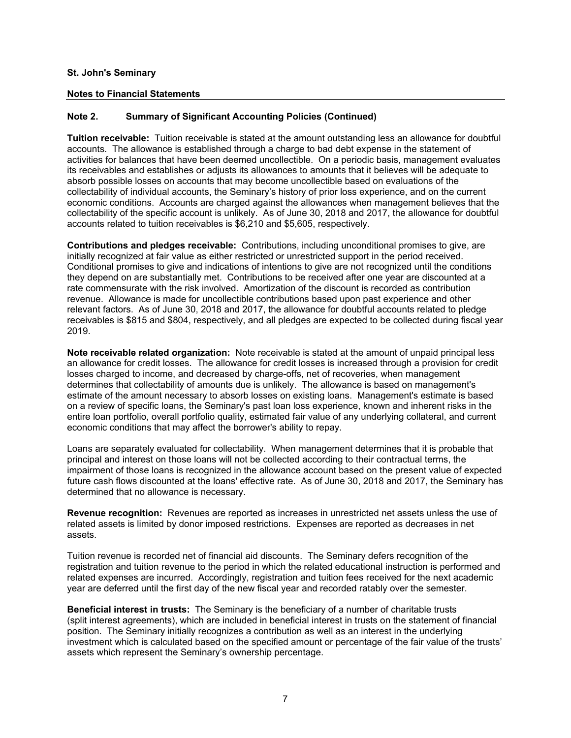**St. John's Seminary**

**Notes to Financial Statements**

## Note 2. Summary of Significant Accounting Policies (Continued)

**Tuition receivable:** Tuition receivable is stated at the amount outstanding less an allowance for doubtful accounts. The allowance is established through a charge to bad debt expense in the statement of activities for balances that have been deemed uncollectible. On a periodic basis, management evaluates its receivables and establishes or adjusts its allowances to amounts that it believes will be adequate to absorb possible losses on accounts that may become uncollectible based on evaluations of the collectability of individual accounts, the Seminary's history of prior loss experience, and on the current economic conditions. Accounts are charged against the allowances when management believes that the collectability of the specific account is unlikely. As of June 30, 2018 and 2017, the allowance for doubtful accounts related to tuition receivables is $6,210 and $5,605, respectively.

**Contributions and pledges receivable:** Contributions, including unconditional promises to give, are initially recognized at fair value as either restricted or unrestricted support in the period received. Conditional promises to give and indications of intentions to give are not recognized until the conditions they depend on are substantially met. Contributions to be received after one year are discounted at a rate commensurate with the risk involved. Amortization of the discount is recorded as contribution revenue. Allowance is made for uncollectible contributions based upon past experience and other relevant factors. As of June 30, 2018 and 2017, the allowance for doubtful accounts related to pledge receivables is $815 and $804, respectively, and all pledges are expected to be collected during fiscal year 2019.

**Note receivable related organization:** Note receivable is stated at the amount of unpaid principal less an allowance for credit losses. The allowance for credit losses is increased through a provision for credit losses charged to income, and decreased by charge-offs, net of recoveries, when management determines that collectability of amounts due is unlikely. The allowance is based on management's estimate of the amount necessary to absorb losses on existing loans. Management's estimate is based on a review of specific loans, the Seminary's past loan loss experience, known and inherent risks in the entire loan portfolio, overall portfolio quality, estimated fair value of any underlying collateral, and current economic conditions that may affect the borrower's ability to repay.

Loans are separately evaluated for collectability. When management determines that it is probable that principal and interest on those loans will not be collected according to their contractual terms, the impairment of those loans is recognized in the allowance account based on the present value of expected future cash flows discounted at the loans' effective rate. As of June 30, 2018 and 2017, the Seminary has determined that no allowance is necessary.

**Revenue recognition:** Revenues are reported as increases in unrestricted net assets unless the use of related assets is limited by donor imposed restrictions. Expenses are reported as decreases in net assets.

Tuition revenue is recorded net of financial aid discounts. The Seminary defers recognition of the registration and tuition revenue to the period in which the related educational instruction is performed and related expenses are incurred. Accordingly, registration and tuition fees received for the next academic year are deferred until the first day of the new fiscal year and recorded ratably over the semester.

**Beneficial interest in trusts:** The Seminary is the beneficiary of a number of charitable trusts (split interest agreements), which are included in beneficial interest in trusts on the statement of financial position. The Seminary initially recognizes a contribution as well as an interest in the underlying investment which is calculated based on the specified amount or percentage of the fair value of the trusts' assets which represent the Seminary's ownership percentage.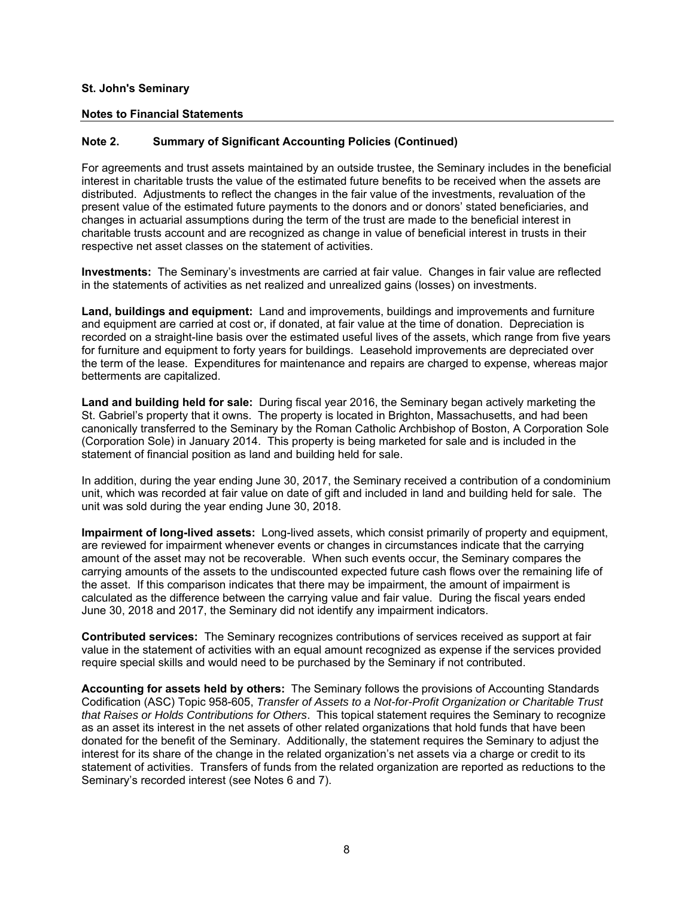**St. John's Seminary**

**Notes to Financial Statements**

## Note 2. Summary of Significant Accounting Policies (Continued)

For agreements and trust assets maintained by an outside trustee, the Seminary includes in the beneficial interest in charitable trusts the value of the estimated future benefits to be received when the assets are distributed. Adjustments to reflect the changes in the fair value of the investments, revaluation of the present value of the estimated future payments to the donors and or donors' stated beneficiaries, and changes in actuarial assumptions during the term of the trust are made to the beneficial interest in charitable trusts account and are recognized as change in value of beneficial interest in trusts in their respective net asset classes on the statement of activities.

**Investments:** The Seminary's investments are carried at fair value. Changes in fair value are reflected in the statements of activities as net realized and unrealized gains (losses) on investments.

**Land, buildings and equipment:** Land and improvements, buildings and improvements and furniture and equipment are carried at cost or, if donated, at fair value at the time of donation. Depreciation is recorded on a straight-line basis over the estimated useful lives of the assets, which range from five years for furniture and equipment to forty years for buildings. Leasehold improvements are depreciated over the term of the lease. Expenditures for maintenance and repairs are charged to expense, whereas major betterments are capitalized.

**Land and building held for sale:** During fiscal year 2016, the Seminary began actively marketing the St. Gabriel's property that it owns. The property is located in Brighton, Massachusetts, and had been canonically transferred to the Seminary by the Roman Catholic Archbishop of Boston, A Corporation Sole (Corporation Sole) in January 2014. This property is being marketed for sale and is included in the statement of financial position as land and building held for sale.

In addition, during the year ending June 30, 2017, the Seminary received a contribution of a condominium unit, which was recorded at fair value on date of gift and included in land and building held for sale. The unit was sold during the year ending June 30, 2018.

**Impairment of long-lived assets:** Long-lived assets, which consist primarily of property and equipment, are reviewed for impairment whenever events or changes in circumstances indicate that the carrying amount of the asset may not be recoverable. When such events occur, the Seminary compares the carrying amounts of the assets to the undiscounted expected future cash flows over the remaining life of the asset. If this comparison indicates that there may be impairment, the amount of impairment is calculated as the difference between the carrying value and fair value. During the fiscal years ended June 30, 2018 and 2017, the Seminary did not identify any impairment indicators.

**Contributed services:** The Seminary recognizes contributions of services received as support at fair value in the statement of activities with an equal amount recognized as expense if the services provided require special skills and would need to be purchased by the Seminary if not contributed.

**Accounting for assets held by others:** The Seminary follows the provisions of Accounting Standards Codification (ASC) Topic 958-605, *Transfer of Assets to a Not-for-Profit Organization or Charitable Trust that Raises or Holds Contributions for Others*. This topical statement requires the Seminary to recognize as an asset its interest in the net assets of other related organizations that hold funds that have been donated for the benefit of the Seminary. Additionally, the statement requires the Seminary to adjust the interest for its share of the change in the related organization's net assets via a charge or credit to its statement of activities. Transfers of funds from the related organization are reported as reductions to the Seminary's recorded interest (see Notes 6 and 7).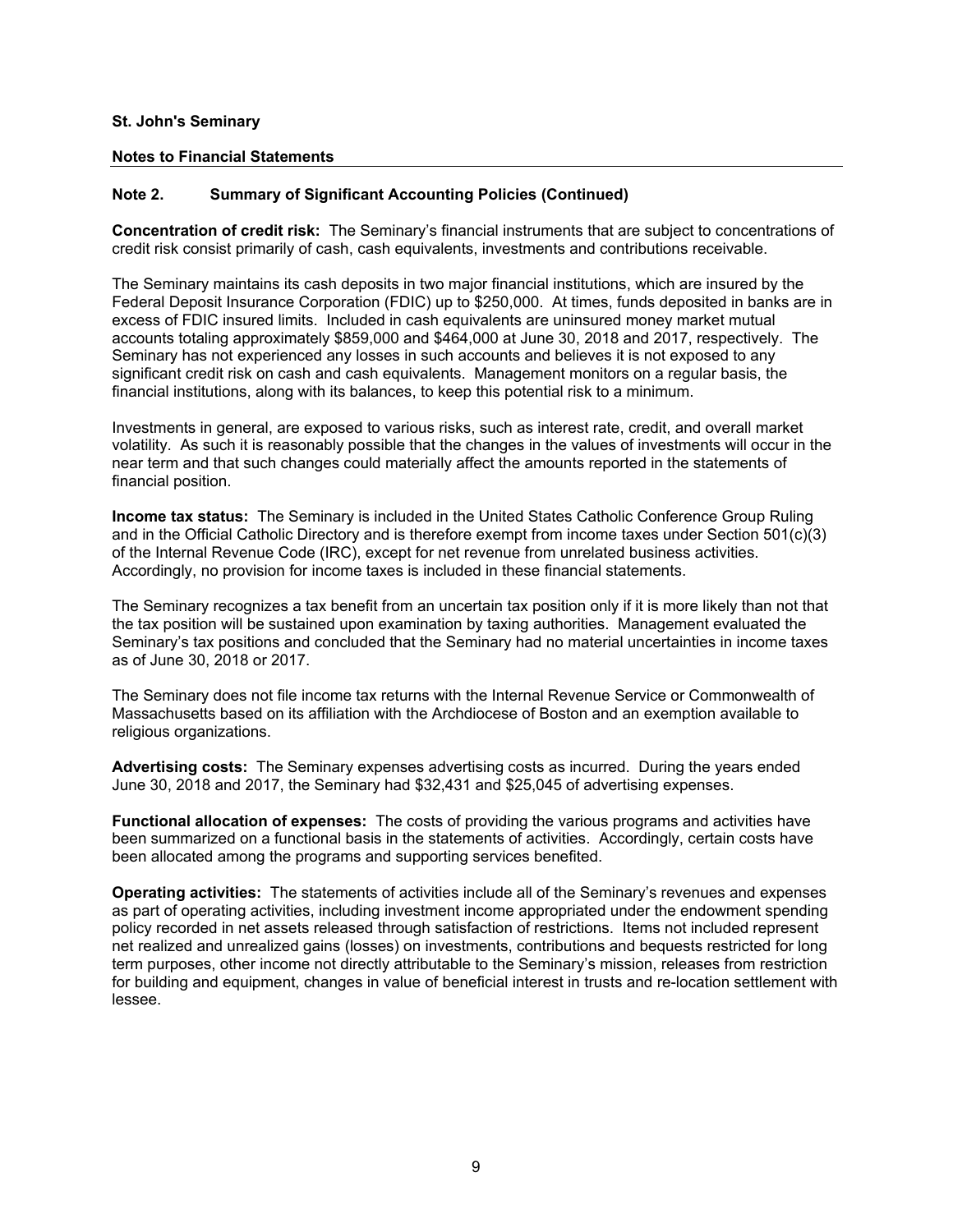**St. John's Seminary**

**Notes to Financial Statements**

## Note 2. Summary of Significant Accounting Policies (Continued)

**Concentration of credit risk:** The Seminary's financial instruments that are subject to concentrations of credit risk consist primarily of cash, cash equivalents, investments and contributions receivable.

The Seminary maintains its cash deposits in two major financial institutions, which are insured by the Federal Deposit Insurance Corporation (FDIC) up to $250,000. At times, funds deposited in banks are in excess of FDIC insured limits. Included in cash equivalents are uninsured money market mutual accounts totaling approximately $859,000 and $464,000 at June 30, 2018 and 2017, respectively. The Seminary has not experienced any losses in such accounts and believes it is not exposed to any significant credit risk on cash and cash equivalents. Management monitors on a regular basis, the financial institutions, along with its balances, to keep this potential risk to a minimum.

Investments in general, are exposed to various risks, such as interest rate, credit, and overall market volatility. As such it is reasonably possible that the changes in the values of investments will occur in the near term and that such changes could materially affect the amounts reported in the statements of financial position.

**Income tax status:** The Seminary is included in the United States Catholic Conference Group Ruling and in the Official Catholic Directory and is therefore exempt from income taxes under Section 501(c)(3) of the Internal Revenue Code (IRC), except for net revenue from unrelated business activities. Accordingly, no provision for income taxes is included in these financial statements.

The Seminary recognizes a tax benefit from an uncertain tax position only if it is more likely than not that the tax position will be sustained upon examination by taxing authorities. Management evaluated the Seminary's tax positions and concluded that the Seminary had no material uncertainties in income taxes as of June 30, 2018 or 2017.

The Seminary does not file income tax returns with the Internal Revenue Service or Commonwealth of Massachusetts based on its affiliation with the Archdiocese of Boston and an exemption available to religious organizations.

**Advertising costs:** The Seminary expenses advertising costs as incurred. During the years ended June 30, 2018 and 2017, the Seminary had $32,431 and $25,045 of advertising expenses.

**Functional allocation of expenses:** The costs of providing the various programs and activities have been summarized on a functional basis in the statements of activities. Accordingly, certain costs have been allocated among the programs and supporting services benefited.

**Operating activities:** The statements of activities include all of the Seminary's revenues and expenses as part of operating activities, including investment income appropriated under the endowment spending policy recorded in net assets released through satisfaction of restrictions. Items not included represent net realized and unrealized gains (losses) on investments, contributions and bequests restricted for long term purposes, other income not directly attributable to the Seminary's mission, releases from restriction for building and equipment, changes in value of beneficial interest in trusts and re-location settlement with lessee.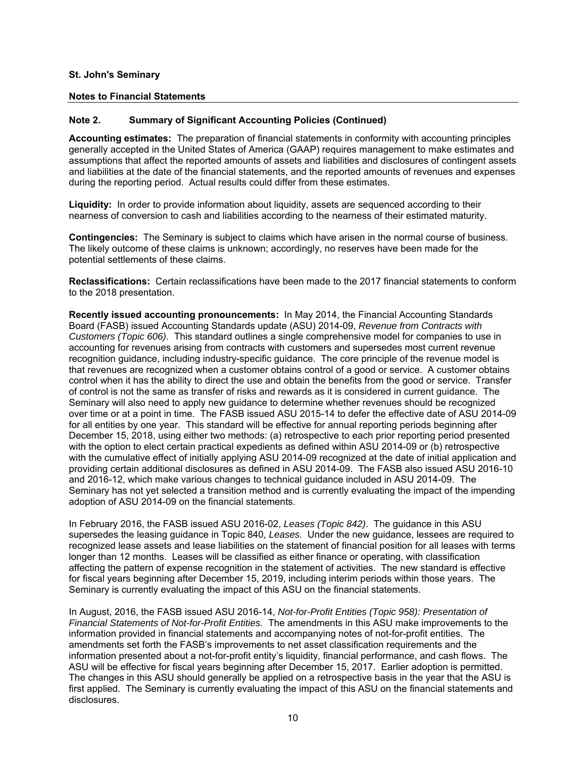**St. John's Seminary**

**Notes to Financial Statements**

**Note 2. Summary of Significant Accounting Policies (Continued)**

**Accounting estimates:** The preparation of financial statements in conformity with accounting principles generally accepted in the United States of America (GAAP) requires management to make estimates and assumptions that affect the reported amounts of assets and liabilities and disclosures of contingent assets and liabilities at the date of the financial statements, and the reported amounts of revenues and expenses during the reporting period. Actual results could differ from these estimates.

**Liquidity:** In order to provide information about liquidity, assets are sequenced according to their nearness of conversion to cash and liabilities according to the nearness of their estimated maturity.

**Contingencies:** The Seminary is subject to claims which have arisen in the normal course of business. The likely outcome of these claims is unknown; accordingly, no reserves have been made for the potential settlements of these claims.

**Reclassifications:** Certain reclassifications have been made to the 2017 financial statements to conform to the 2018 presentation.

**Recently issued accounting pronouncements:** In May 2014, the Financial Accounting Standards Board (FASB) issued Accounting Standards update (ASU) 2014-09, *Revenue from Contracts with Customers (Topic 606)*. This standard outlines a single comprehensive model for companies to use in accounting for revenues arising from contracts with customers and supersedes most current revenue recognition guidance, including industry-specific guidance. The core principle of the revenue model is that revenues are recognized when a customer obtains control of a good or service. A customer obtains control when it has the ability to direct the use and obtain the benefits from the good or service. Transfer of control is not the same as transfer of risks and rewards as it is considered in current guidance. The Seminary will also need to apply new guidance to determine whether revenues should be recognized over time or at a point in time. The FASB issued ASU 2015-14 to defer the effective date of ASU 2014-09 for all entities by one year. This standard will be effective for annual reporting periods beginning after December 15, 2018, using either two methods: (a) retrospective to each prior reporting period presented with the option to elect certain practical expedients as defined within ASU 2014-09 or (b) retrospective with the cumulative effect of initially applying ASU 2014-09 recognized at the date of initial application and providing certain additional disclosures as defined in ASU 2014-09. The FASB also issued ASU 2016-10 and 2016-12, which make various changes to technical guidance included in ASU 2014-09. The Seminary has not yet selected a transition method and is currently evaluating the impact of the impending adoption of ASU 2014-09 on the financial statements.

In February 2016, the FASB issued ASU 2016-02, *Leases (Topic 842)*. The guidance in this ASU supersedes the leasing guidance in Topic 840, *Leases.* Under the new guidance, lessees are required to recognized lease assets and lease liabilities on the statement of financial position for all leases with terms longer than 12 months. Leases will be classified as either finance or operating, with classification affecting the pattern of expense recognition in the statement of activities. The new standard is effective for fiscal years beginning after December 15, 2019, including interim periods within those years. The Seminary is currently evaluating the impact of this ASU on the financial statements.

In August, 2016, the FASB issued ASU 2016-14, *Not-for-Profit Entities (Topic 958): Presentation of Financial Statements of Not-for-Profit Entities.* The amendments in this ASU make improvements to the information provided in financial statements and accompanying notes of not-for-profit entities. The amendments set forth the FASB's improvements to net asset classification requirements and the information presented about a not-for-profit entity's liquidity, financial performance, and cash flows. The ASU will be effective for fiscal years beginning after December 15, 2017. Earlier adoption is permitted. The changes in this ASU should generally be applied on a retrospective basis in the year that the ASU is first applied. The Seminary is currently evaluating the impact of this ASU on the financial statements and disclosures.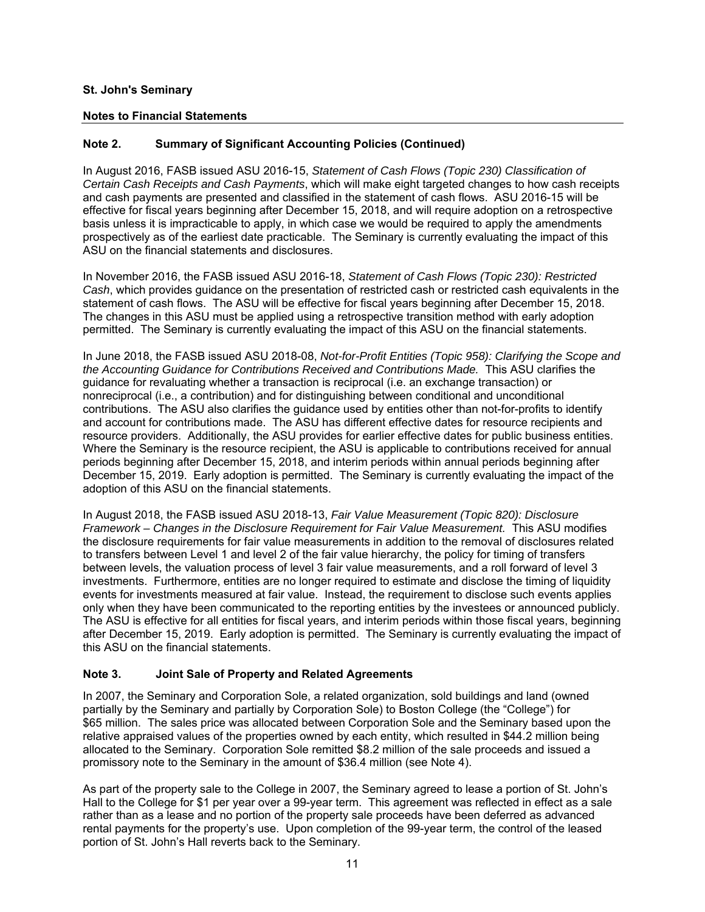**St. John's Seminary**

**Notes to Financial Statements**

## Note 2. Summary of Significant Accounting Policies (Continued)

In August 2016, FASB issued ASU 2016-15, *Statement of Cash Flows (Topic 230) Classification of Certain Cash Receipts and Cash Payments*, which will make eight targeted changes to how cash receipts and cash payments are presented and classified in the statement of cash flows. ASU 2016-15 will be effective for fiscal years beginning after December 15, 2018, and will require adoption on a retrospective basis unless it is impracticable to apply, in which case we would be required to apply the amendments prospectively as of the earliest date practicable. The Seminary is currently evaluating the impact of this ASU on the financial statements and disclosures.

In November 2016, the FASB issued ASU 2016-18, *Statement of Cash Flows (Topic 230): Restricted Cash*, which provides guidance on the presentation of restricted cash or restricted cash equivalents in the statement of cash flows. The ASU will be effective for fiscal years beginning after December 15, 2018. The changes in this ASU must be applied using a retrospective transition method with early adoption permitted. The Seminary is currently evaluating the impact of this ASU on the financial statements.

In June 2018, the FASB issued ASU 2018-08, *Not-for-Profit Entities (Topic 958): Clarifying the Scope and the Accounting Guidance for Contributions Received and Contributions Made.* This ASU clarifies the guidance for revaluating whether a transaction is reciprocal (i.e. an exchange transaction) or nonreciprocal (i.e., a contribution) and for distinguishing between conditional and unconditional contributions. The ASU also clarifies the guidance used by entities other than not-for-profits to identify and account for contributions made. The ASU has different effective dates for resource recipients and resource providers. Additionally, the ASU provides for earlier effective dates for public business entities. Where the Seminary is the resource recipient, the ASU is applicable to contributions received for annual periods beginning after December 15, 2018, and interim periods within annual periods beginning after December 15, 2019. Early adoption is permitted. The Seminary is currently evaluating the impact of the adoption of this ASU on the financial statements.

In August 2018, the FASB issued ASU 2018-13, *Fair Value Measurement (Topic 820): Disclosure Framework – Changes in the Disclosure Requirement for Fair Value Measurement.* This ASU modifies the disclosure requirements for fair value measurements in addition to the removal of disclosures related to transfers between Level 1 and level 2 of the fair value hierarchy, the policy for timing of transfers between levels, the valuation process of level 3 fair value measurements, and a roll forward of level 3 investments. Furthermore, entities are no longer required to estimate and disclose the timing of liquidity events for investments measured at fair value. Instead, the requirement to disclose such events applies only when they have been communicated to the reporting entities by the investees or announced publicly. The ASU is effective for all entities for fiscal years, and interim periods within those fiscal years, beginning after December 15, 2019. Early adoption is permitted. The Seminary is currently evaluating the impact of this ASU on the financial statements.

## Note 3. Joint Sale of Property and Related Agreements

In 2007, the Seminary and Corporation Sole, a related organization, sold buildings and land (owned partially by the Seminary and partially by Corporation Sole) to Boston College (the "College") for $65 million. The sales price was allocated between Corporation Sole and the Seminary based upon the relative appraised values of the properties owned by each entity, which resulted in $44.2 million being allocated to the Seminary. Corporation Sole remitted $8.2 million of the sale proceeds and issued a promissory note to the Seminary in the amount of $36.4 million (see Note 4).

As part of the property sale to the College in 2007, the Seminary agreed to lease a portion of St. John's Hall to the College for $1 per year over a 99-year term. This agreement was reflected in effect as a sale rather than as a lease and no portion of the property sale proceeds have been deferred as advanced rental payments for the property's use. Upon completion of the 99-year term, the control of the leased portion of St. John's Hall reverts back to the Seminary.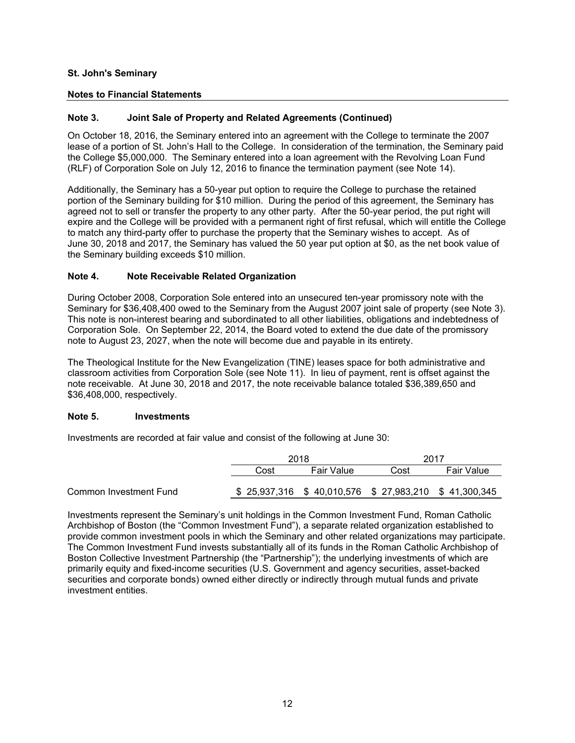**St. John's Seminary**

**Notes to Financial Statements**

## Note 3. Joint Sale of Property and Related Agreements (Continued)

On October 18, 2016, the Seminary entered into an agreement with the College to terminate the 2007 lease of a portion of St. John's Hall to the College. In consideration of the termination, the Seminary paid the College $5,000,000. The Seminary entered into a loan agreement with the Revolving Loan Fund (RLF) of Corporation Sole on July 12, 2016 to finance the termination payment (see Note 14).

Additionally, the Seminary has a 50-year put option to require the College to purchase the retained portion of the Seminary building for $10 million. During the period of this agreement, the Seminary has agreed not to sell or transfer the property to any other party. After the 50-year period, the put right will expire and the College will be provided with a permanent right of first refusal, which will entitle the College to match any third-party offer to purchase the property that the Seminary wishes to accept. As of June 30, 2018 and 2017, the Seminary has valued the 50 year put option at $0, as the net book value of the Seminary building exceeds $10 million.

## Note 4. Note Receivable Related Organization

During October 2008, Corporation Sole entered into an unsecured ten-year promissory note with the Seminary for $36,408,400 owed to the Seminary from the August 2007 joint sale of property (see Note 3). This note is non-interest bearing and subordinated to all other liabilities, obligations and indebtedness of Corporation Sole. On September 22, 2014, the Board voted to extend the due date of the promissory note to August 23, 2027, when the note will become due and payable in its entirety.

The Theological Institute for the New Evangelization (TINE) leases space for both administrative and classroom activities from Corporation Sole (see Note 11). In lieu of payment, rent is offset against the note receivable. At June 30, 2018 and 2017, the note receivable balance totaled $36,389,650 and $36,408,000, respectively.

## Note 5. Investments

Investments are recorded at fair value and consist of the following at June 30:

| | 2018 | | 2017 | |
|---|---|---|---|---|
| | Cost | Fair Value | Cost | Fair Value |
| Common Investment Fund | $ 25,937,316 | $ 40,010,576 | $ 27,983,210 | $ 41,300,345 |

Investments represent the Seminary's unit holdings in the Common Investment Fund, Roman Catholic Archbishop of Boston (the "Common Investment Fund"), a separate related organization established to provide common investment pools in which the Seminary and other related organizations may participate. The Common Investment Fund invests substantially all of its funds in the Roman Catholic Archbishop of Boston Collective Investment Partnership (the "Partnership"); the underlying investments of which are primarily equity and fixed-income securities (U.S. Government and agency securities, asset-backed securities and corporate bonds) owned either directly or indirectly through mutual funds and private investment entities.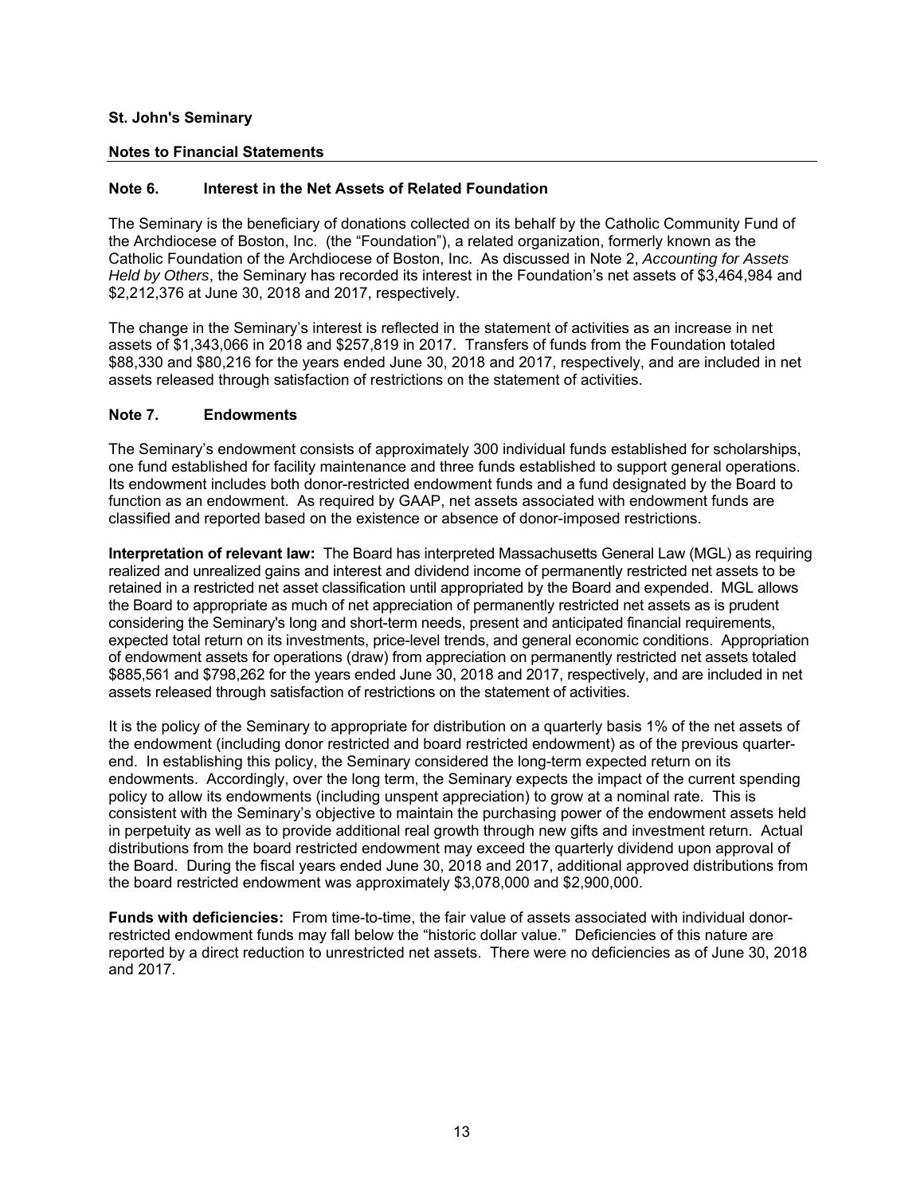**St. John's Seminary**

**Notes to Financial Statements**

## Note 6. Interest in the Net Assets of Related Foundation

The Seminary is the beneficiary of donations collected on its behalf by the Catholic Community Fund of the Archdiocese of Boston, Inc. (the "Foundation"), a related organization, formerly known as the Catholic Foundation of the Archdiocese of Boston, Inc. As discussed in Note 2, *Accounting for Assets Held by Others*, the Seminary has recorded its interest in the Foundation's net assets of $3,464,984 and $2,212,376 at June 30, 2018 and 2017, respectively.

The change in the Seminary's interest is reflected in the statement of activities as an increase in net assets of $1,343,066 in 2018 and $257,819 in 2017. Transfers of funds from the Foundation totaled $88,330 and $80,216 for the years ended June 30, 2018 and 2017, respectively, and are included in net assets released through satisfaction of restrictions on the statement of activities.

## Note 7. Endowments

The Seminary's endowment consists of approximately 300 individual funds established for scholarships, one fund established for facility maintenance and three funds established to support general operations. Its endowment includes both donor-restricted endowment funds and a fund designated by the Board to function as an endowment. As required by GAAP, net assets associated with endowment funds are classified and reported based on the existence or absence of donor-imposed restrictions.

**Interpretation of relevant law:** The Board has interpreted Massachusetts General Law (MGL) as requiring realized and unrealized gains and interest and dividend income of permanently restricted net assets to be retained in a restricted net asset classification until appropriated by the Board and expended. MGL allows the Board to appropriate as much of net appreciation of permanently restricted net assets as is prudent considering the Seminary's long and short-term needs, present and anticipated financial requirements, expected total return on its investments, price-level trends, and general economic conditions. Appropriation of endowment assets for operations (draw) from appreciation on permanently restricted net assets totaled $885,561 and $798,262 for the years ended June 30, 2018 and 2017, respectively, and are included in net assets released through satisfaction of restrictions on the statement of activities.

It is the policy of the Seminary to appropriate for distribution on a quarterly basis 1% of the net assets of the endowment (including donor restricted and board restricted endowment) as of the previous quarter-end. In establishing this policy, the Seminary considered the long-term expected return on its endowments. Accordingly, over the long term, the Seminary expects the impact of the current spending policy to allow its endowments (including unspent appreciation) to grow at a nominal rate. This is consistent with the Seminary's objective to maintain the purchasing power of the endowment assets held in perpetuity as well as to provide additional real growth through new gifts and investment return. Actual distributions from the board restricted endowment may exceed the quarterly dividend upon approval of the Board. During the fiscal years ended June 30, 2018 and 2017, additional approved distributions from the board restricted endowment was approximately $3,078,000 and $2,900,000.

**Funds with deficiencies:** From time-to-time, the fair value of assets associated with individual donor-restricted endowment funds may fall below the "historic dollar value." Deficiencies of this nature are reported by a direct reduction to unrestricted net assets. There were no deficiencies as of June 30, 2018 and 2017.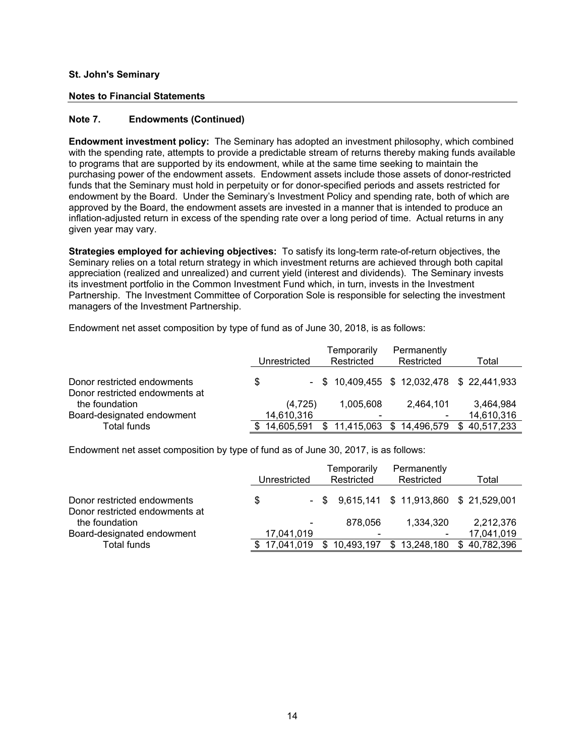**St. John's Seminary**

**Notes to Financial Statements**

## Note 7. Endowments (Continued)

**Endowment investment policy:** The Seminary has adopted an investment philosophy, which combined with the spending rate, attempts to provide a predictable stream of returns thereby making funds available to programs that are supported by its endowment, while at the same time seeking to maintain the purchasing power of the endowment assets. Endowment assets include those assets of donor-restricted funds that the Seminary must hold in perpetuity or for donor-specified periods and assets restricted for endowment by the Board. Under the Seminary's Investment Policy and spending rate, both of which are approved by the Board, the endowment assets are invested in a manner that is intended to produce an inflation-adjusted return in excess of the spending rate over a long period of time. Actual returns in any given year may vary.

**Strategies employed for achieving objectives:** To satisfy its long-term rate-of-return objectives, the Seminary relies on a total return strategy in which investment returns are achieved through both capital appreciation (realized and unrealized) and current yield (interest and dividends). The Seminary invests its investment portfolio in the Common Investment Fund which, in turn, invests in the Investment Partnership. The Investment Committee of Corporation Sole is responsible for selecting the investment managers of the Investment Partnership.

Endowment net asset composition by type of fund as of June 30, 2018, is as follows:

| | Unrestricted | Temporarily Restricted | Permanently Restricted | Total |
|---|---|---|---|---|
| Donor restricted endowments | $ - | $ 10,409,455 | $ 12,032,478 | $ 22,441,933 |
| Donor restricted endowments at the foundation | (4,725) | 1,005,608 | 2,464,101 | 3,464,984 |
| Board-designated endowment | 14,610,316 | - | - | 14,610,316 |
| Total funds | $ 14,605,591 | $ 11,415,063 | $ 14,496,579 | $ 40,517,233 |

Endowment net asset composition by type of fund as of June 30, 2017, is as follows:

| | Unrestricted | Temporarily Restricted | Permanently Restricted | Total |
|---|---|---|---|---|
| Donor restricted endowments | $ - | $ 9,615,141 | $ 11,913,860 | $ 21,529,001 |
| Donor restricted endowments at the foundation | - | 878,056 | 1,334,320 | 2,212,376 |
| Board-designated endowment | 17,041,019 | - | - | 17,041,019 |
| Total funds | $ 17,041,019 | $ 10,493,197 | $ 13,248,180 | $ 40,782,396 |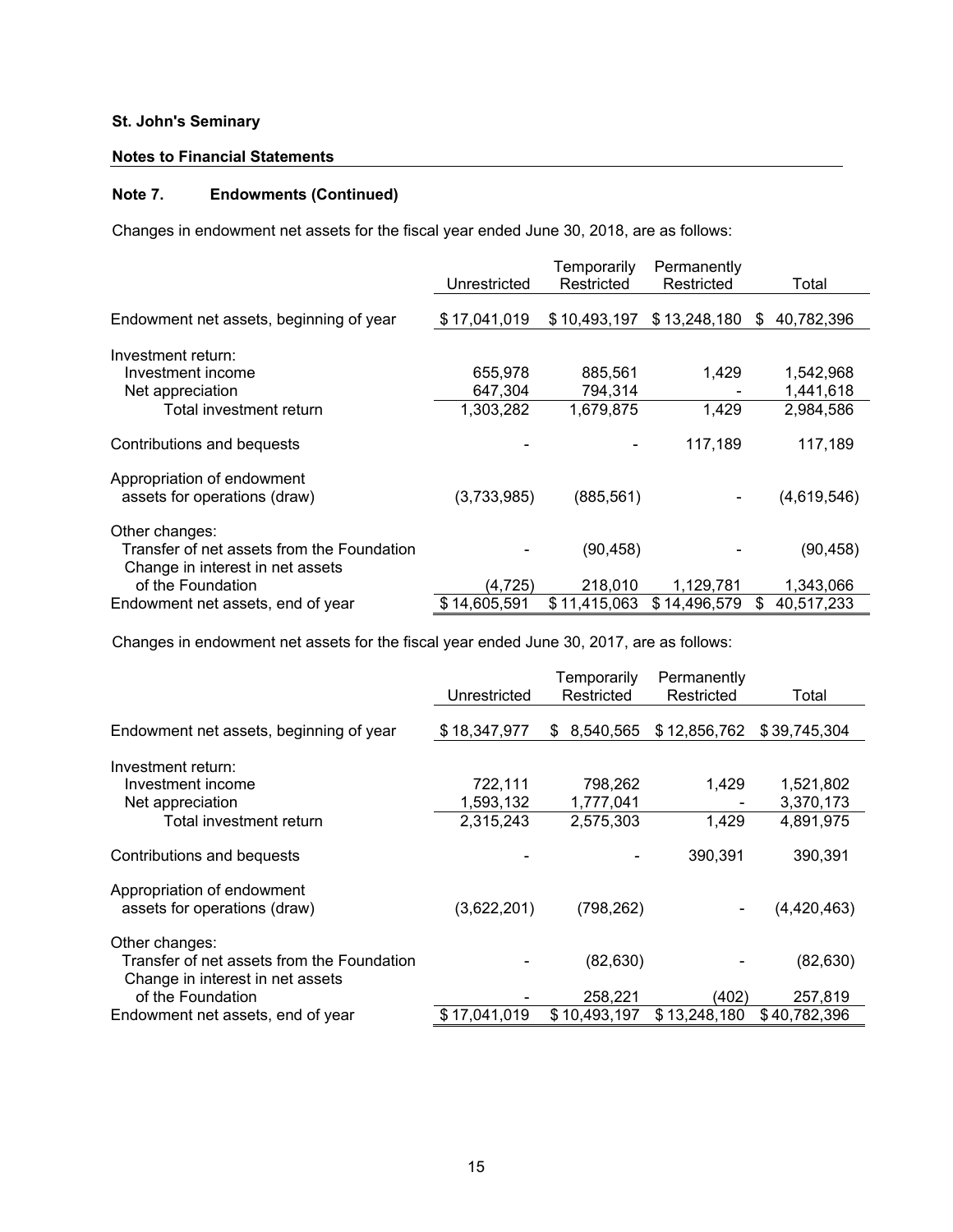**St. John's Seminary**

**Notes to Financial Statements**

**Note 7. Endowments (Continued)**

Changes in endowment net assets for the fiscal year ended June 30, 2018, are as follows:

| | Unrestricted | Temporarily Restricted | Permanently Restricted | Total |
|---|---|---|---|---|
| Endowment net assets, beginning of year | $ 17,041,019 | $ 10,493,197 | $ 13,248,180 | $ 40,782,396 |
| Investment return: | | | | |
| Investment income | 655,978 | 885,561 | 1,429 | 1,542,968 |
| Net appreciation | 647,304 | 794,314 | - | 1,441,618 |
| Total investment return | 1,303,282 | 1,679,875 | 1,429 | 2,984,586 |
| Contributions and bequests | - | - | 117,189 | 117,189 |
| Appropriation of endowment assets for operations (draw) | (3,733,985) | (885,561) | - | (4,619,546) |
| Other changes: | | | | |
| Transfer of net assets from the Foundation | - | (90,458) | - | (90,458) |
| Change in interest in net assets of the Foundation | (4,725) | 218,010 | 1,129,781 | 1,343,066 |
| Endowment net assets, end of year | $ 14,605,591 | $ 11,415,063 | $ 14,496,579 | $ 40,517,233 |

Changes in endowment net assets for the fiscal year ended June 30, 2017, are as follows:

| | Unrestricted | Temporarily Restricted | Permanently Restricted | Total |
|---|---|---|---|---|
| Endowment net assets, beginning of year | $ 18,347,977 | $ 8,540,565 | $ 12,856,762 | $ 39,745,304 |
| Investment return: | | | | |
| Investment income | 722,111 | 798,262 | 1,429 | 1,521,802 |
| Net appreciation | 1,593,132 | 1,777,041 | - | 3,370,173 |
| Total investment return | 2,315,243 | 2,575,303 | 1,429 | 4,891,975 |
| Contributions and bequests | - | - | 390,391 | 390,391 |
| Appropriation of endowment assets for operations (draw) | (3,622,201) | (798,262) | - | (4,420,463) |
| Other changes: | | | | |
| Transfer of net assets from the Foundation | - | (82,630) | - | (82,630) |
| Change in interest in net assets of the Foundation | - | 258,221 | (402) | 257,819 |
| Endowment net assets, end of year | $ 17,041,019 | $ 10,493,197 | $ 13,248,180 | $ 40,782,396 |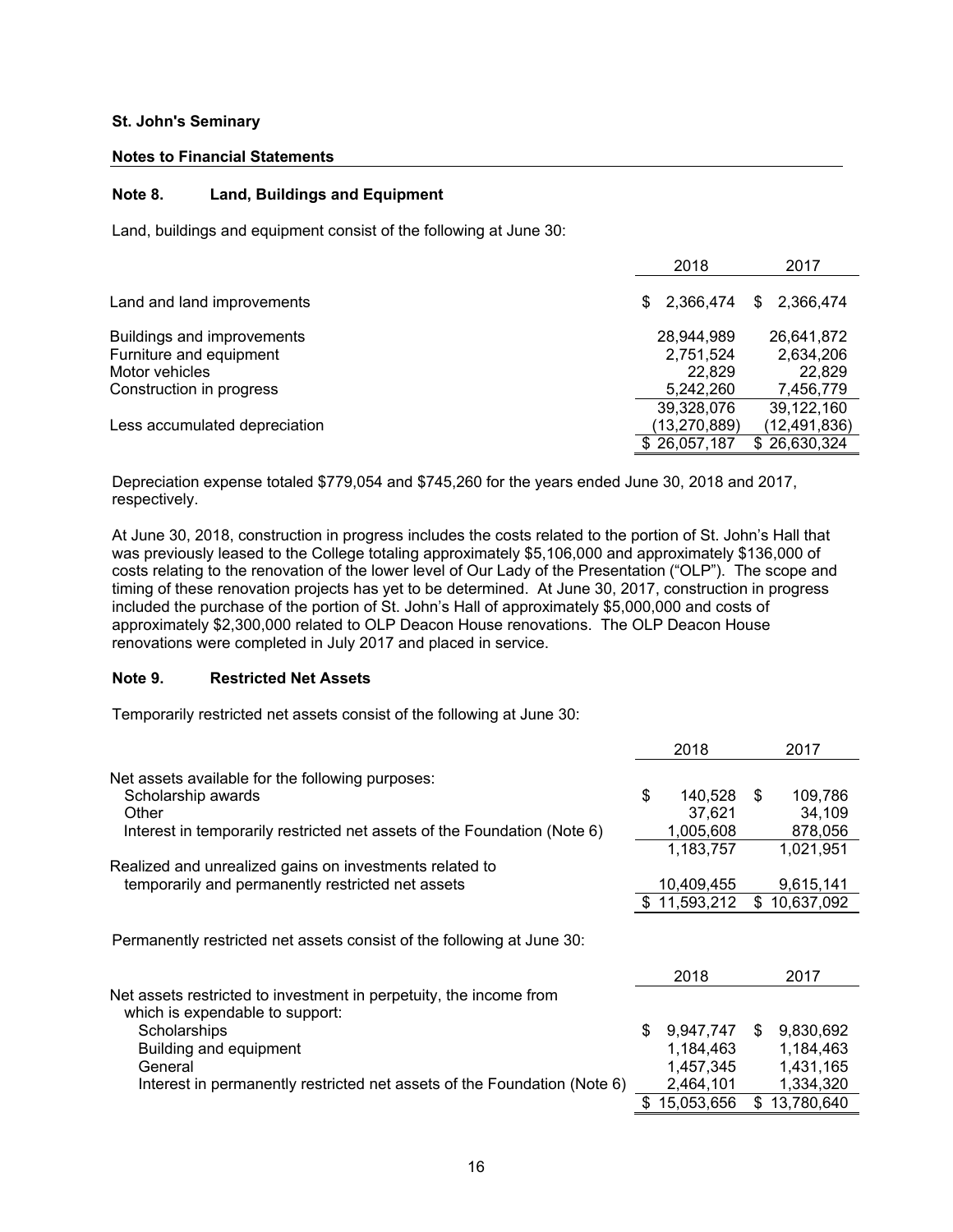**St. John's Seminary**

**Notes to Financial Statements**

## Note 8. Land, Buildings and Equipment

Land, buildings and equipment consist of the following at June 30:

| | 2018 | 2017 |
|---|---|---|
| Land and land improvements | $ 2,366,474 | $ 2,366,474 |
| Buildings and improvements | 28,944,989 | 26,641,872 |
| Furniture and equipment | 2,751,524 | 2,634,206 |
| Motor vehicles | 22,829 | 22,829 |
| Construction in progress | 5,242,260 | 7,456,779 |
| | 39,328,076 | 39,122,160 |
| Less accumulated depreciation | (13,270,889) | (12,491,836) |
| | $ 26,057,187 | $ 26,630,324 |

Depreciation expense totaled $779,054 and $745,260 for the years ended June 30, 2018 and 2017, respectively.

At June 30, 2018, construction in progress includes the costs related to the portion of St. John's Hall that was previously leased to the College totaling approximately $5,106,000 and approximately $136,000 of costs relating to the renovation of the lower level of Our Lady of the Presentation ("OLP"). The scope and timing of these renovation projects has yet to be determined. At June 30, 2017, construction in progress included the purchase of the portion of St. John's Hall of approximately $5,000,000 and costs of approximately $2,300,000 related to OLP Deacon House renovations. The OLP Deacon House renovations were completed in July 2017 and placed in service.

## Note 9. Restricted Net Assets

Temporarily restricted net assets consist of the following at June 30:

| | 2018 | 2017 |
|---|---|---|
| Net assets available for the following purposes: | | |
| Scholarship awards | $ 140,528 | $ 109,786 |
| Other | 37,621 | 34,109 |
| Interest in temporarily restricted net assets of the Foundation (Note 6) | 1,005,608 | 878,056 |
| | 1,183,757 | 1,021,951 |
| Realized and unrealized gains on investments related to temporarily and permanently restricted net assets | 10,409,455 | 9,615,141 |
| | $ 11,593,212 | $ 10,637,092 |

Permanently restricted net assets consist of the following at June 30:

| | 2018 | 2017 |
|---|---|---|
| Net assets restricted to investment in perpetuity, the income from which is expendable to support: | | |
| Scholarships | $ 9,947,747 | $ 9,830,692 |
| Building and equipment | 1,184,463 | 1,184,463 |
| General | 1,457,345 | 1,431,165 |
| Interest in permanently restricted net assets of the Foundation (Note 6) | 2,464,101 | 1,334,320 |
| | $ 15,053,656 | $ 13,780,640 |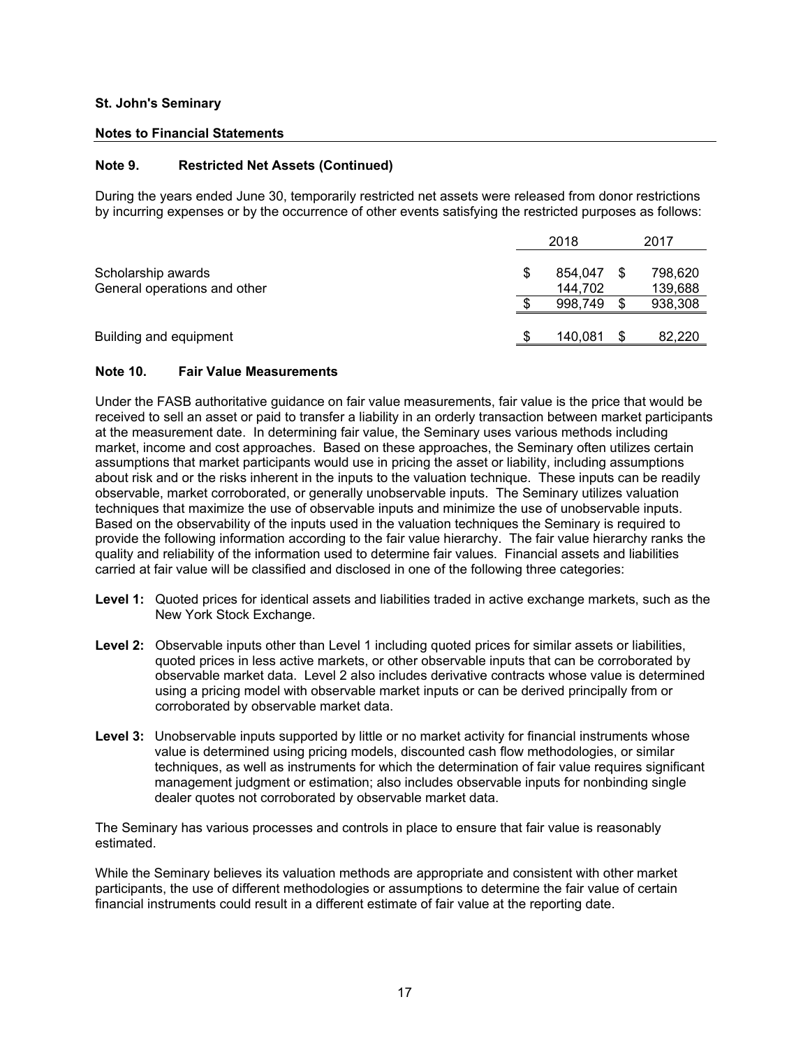**St. John's Seminary**

**Notes to Financial Statements**

## Note 9. Restricted Net Assets (Continued)

During the years ended June 30, temporarily restricted net assets were released from donor restrictions by incurring expenses or by the occurrence of other events satisfying the restricted purposes as follows:

| | 2018 | 2017 |
|---|---|---|
| Scholarship awards | $ 854,047 | $ 798,620 |
| General operations and other | 144,702 | 139,688 |
| | $ 998,749 | $ 938,308 |
| Building and equipment | $ 140,081 | $ 82,220 |

## Note 10. Fair Value Measurements

Under the FASB authoritative guidance on fair value measurements, fair value is the price that would be received to sell an asset or paid to transfer a liability in an orderly transaction between market participants at the measurement date. In determining fair value, the Seminary uses various methods including market, income and cost approaches. Based on these approaches, the Seminary often utilizes certain assumptions that market participants would use in pricing the asset or liability, including assumptions about risk and or the risks inherent in the inputs to the valuation technique. These inputs can be readily observable, market corroborated, or generally unobservable inputs. The Seminary utilizes valuation techniques that maximize the use of observable inputs and minimize the use of unobservable inputs. Based on the observability of the inputs used in the valuation techniques the Seminary is required to provide the following information according to the fair value hierarchy. The fair value hierarchy ranks the quality and reliability of the information used to determine fair values. Financial assets and liabilities carried at fair value will be classified and disclosed in one of the following three categories:

**Level 1:** Quoted prices for identical assets and liabilities traded in active exchange markets, such as the New York Stock Exchange.

**Level 2:** Observable inputs other than Level 1 including quoted prices for similar assets or liabilities, quoted prices in less active markets, or other observable inputs that can be corroborated by observable market data. Level 2 also includes derivative contracts whose value is determined using a pricing model with observable market inputs or can be derived principally from or corroborated by observable market data.

**Level 3:** Unobservable inputs supported by little or no market activity for financial instruments whose value is determined using pricing models, discounted cash flow methodologies, or similar techniques, as well as instruments for which the determination of fair value requires significant management judgment or estimation; also includes observable inputs for nonbinding single dealer quotes not corroborated by observable market data.

The Seminary has various processes and controls in place to ensure that fair value is reasonably estimated.

While the Seminary believes its valuation methods are appropriate and consistent with other market participants, the use of different methodologies or assumptions to determine the fair value of certain financial instruments could result in a different estimate of fair value at the reporting date.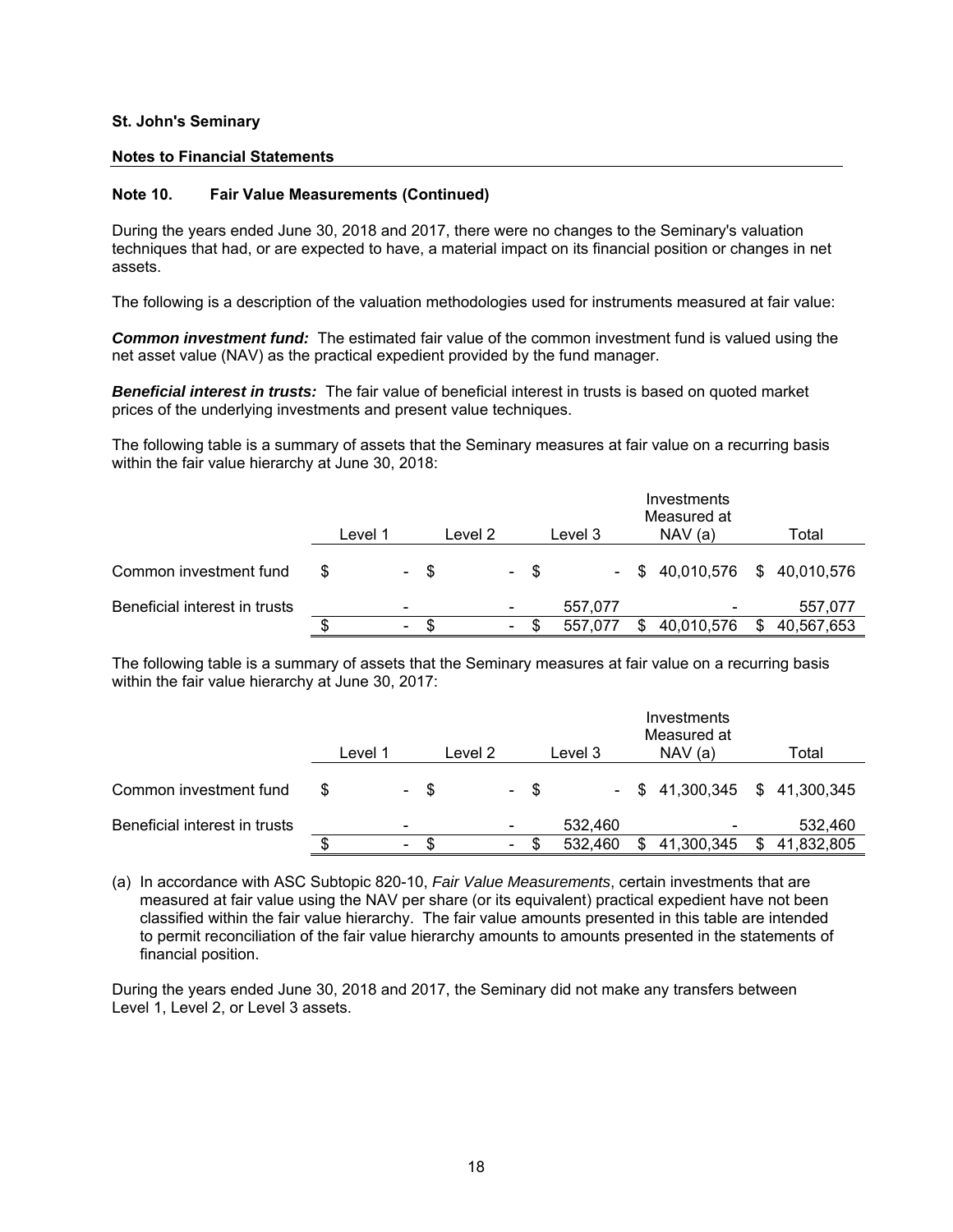**St. John's Seminary**

**Notes to Financial Statements**

### Note 10. Fair Value Measurements (Continued)

During the years ended June 30, 2018 and 2017, there were no changes to the Seminary's valuation techniques that had, or are expected to have, a material impact on its financial position or changes in net assets.

The following is a description of the valuation methodologies used for instruments measured at fair value:

***Common investment fund:*** The estimated fair value of the common investment fund is valued using the net asset value (NAV) as the practical expedient provided by the fund manager.

***Beneficial interest in trusts:*** The fair value of beneficial interest in trusts is based on quoted market prices of the underlying investments and present value techniques.

The following table is a summary of assets that the Seminary measures at fair value on a recurring basis within the fair value hierarchy at June 30, 2018:

| | Level 1 | Level 2 | Level 3 | Investments Measured at NAV (a) | Total |
|---|---|---|---|---|---|
| Common investment fund | $ - | $ - | $ - | $ 40,010,576 | $ 40,010,576 |
| Beneficial interest in trusts | - | - | 557,077 | - | 557,077 |
| | $ - | $ - | $ 557,077 | $ 40,010,576 | $ 40,567,653 |

The following table is a summary of assets that the Seminary measures at fair value on a recurring basis within the fair value hierarchy at June 30, 2017:

| | Level 1 | Level 2 | Level 3 | Investments Measured at NAV (a) | Total |
|---|---|---|---|---|---|
| Common investment fund | $ - | $ - | $ - | $ 41,300,345 | $ 41,300,345 |
| Beneficial interest in trusts | - | - | 532,460 | - | 532,460 |
| | $ - | $ - | $ 532,460 | $ 41,300,345 | $ 41,832,805 |

(a) In accordance with ASC Subtopic 820-10, *Fair Value Measurements*, certain investments that are measured at fair value using the NAV per share (or its equivalent) practical expedient have not been classified within the fair value hierarchy. The fair value amounts presented in this table are intended to permit reconciliation of the fair value hierarchy amounts to amounts presented in the statements of financial position.

During the years ended June 30, 2018 and 2017, the Seminary did not make any transfers between Level 1, Level 2, or Level 3 assets.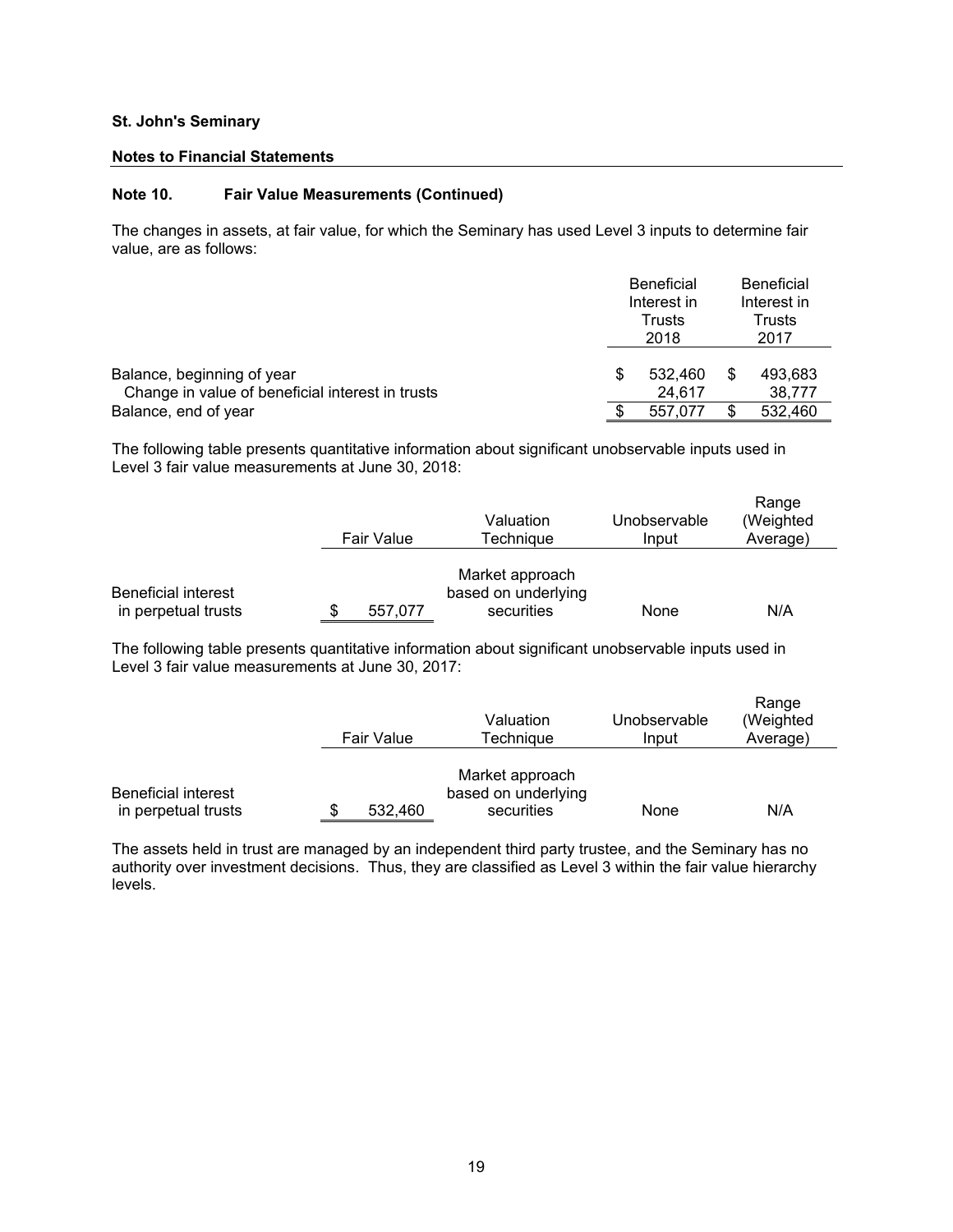**St. John's Seminary**

**Notes to Financial Statements**

### Note 10. Fault Value Measurements (Continued)

The changes in assets, at fair value, for which the Seminary has used Level 3 inputs to determine fair value, are as follows:

| | Beneficial Interest in Trusts 2018 | Beneficial Interest in Trusts 2017 |
|---|---|---|
| Balance, beginning of year | $ 532,460 | $ 493,683 |
| Change in value of beneficial interest in trusts | 24,617 | 38,777 |
| Balance, end of year | $ 557,077 | $ 532,460 |

The following table presents quantitative information about significant unobservable inputs used in Level 3 fair value measurements at June 30, 2018:

| | Fair Value | Valuation Technique | Unobservable Input | Range (Weighted Average) |
|---|---|---|---|---|
| Beneficial interest in perpetual trusts | $ 557,077 | Market approach based on underlying securities | None | N/A |

The following table presents quantitative information about significant unobservable inputs used in Level 3 fair value measurements at June 30, 2017:

| | Fair Value | Valuation Technique | Unobservable Input | Range (Weighted Average) |
|---|---|---|---|---|
| Beneficial interest in perpetual trusts | $ 532,460 | Market approach based on underlying securities | None | N/A |

The assets held in trust are managed by an independent third party trustee, and the Seminary has no authority over investment decisions. Thus, they are classified as Level 3 within the fair value hierarchy levels.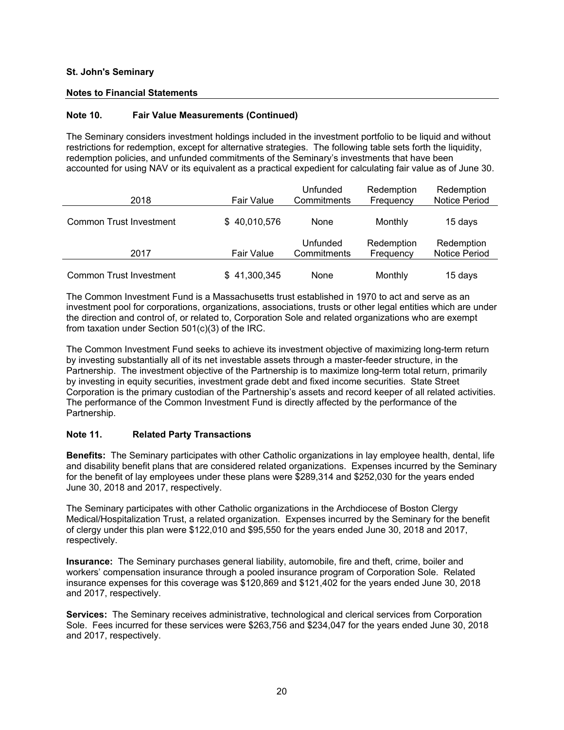**St. John's Seminary**

**Notes to Financial Statements**

### Note 10. Fair Value Measurements (Continued)

The Seminary considers investment holdings included in the investment portfolio to be liquid and without restrictions for redemption, except for alternative strategies. The following table sets forth the liquidity, redemption policies, and unfunded commitments of the Seminary's investments that have been accounted for using NAV or its equivalent as a practical expedient for calculating fair value as of June 30.

| 2018 | Fair Value | Unfunded Commitments | Redemption Frequency | Redemption Notice Period |
|---|---|---|---|---|
| Common Trust Investment | $ 40,010,576 | None | Monthly | 15 days |

| 2017 | Fair Value | Unfunded Commitments | Redemption Frequency | Redemption Notice Period |
|---|---|---|---|---|
| Common Trust Investment | $ 41,300,345 | None | Monthly | 15 days |

The Common Investment Fund is a Massachusetts trust established in 1970 to act and serve as an investment pool for corporations, organizations, associations, trusts or other legal entities which are under the direction and control of, or related to, Corporation Sole and related organizations who are exempt from taxation under Section 501(c)(3) of the IRC.

The Common Investment Fund seeks to achieve its investment objective of maximizing long-term return by investing substantially all of its net investable assets through a master-feeder structure, in the Partnership. The investment objective of the Partnership is to maximize long-term total return, primarily by investing in equity securities, investment grade debt and fixed income securities. State Street Corporation is the primary custodian of the Partnership's assets and record keeper of all related activities. The performance of the Common Investment Fund is directly affected by the performance of the Partnership.

### Note 11. Related Party Transactions

**Benefits:** The Seminary participates with other Catholic organizations in lay employee health, dental, life and disability benefit plans that are considered related organizations. Expenses incurred by the Seminary for the benefit of lay employees under these plans were $289,314 and $252,030 for the years ended June 30, 2018 and 2017, respectively.

The Seminary participates with other Catholic organizations in the Archdiocese of Boston Clergy Medical/Hospitalization Trust, a related organization. Expenses incurred by the Seminary for the benefit of clergy under this plan were $122,010 and $95,550 for the years ended June 30, 2018 and 2017, respectively.

**Insurance:** The Seminary purchases general liability, automobile, fire and theft, crime, boiler and workers' compensation insurance through a pooled insurance program of Corporation Sole. Related insurance expenses for this coverage was $120,869 and $121,402 for the years ended June 30, 2018 and 2017, respectively.

**Services:** The Seminary receives administrative, technological and clerical services from Corporation Sole. Fees incurred for these services were $263,756 and $234,047 for the years ended June 30, 2018 and 2017, respectively.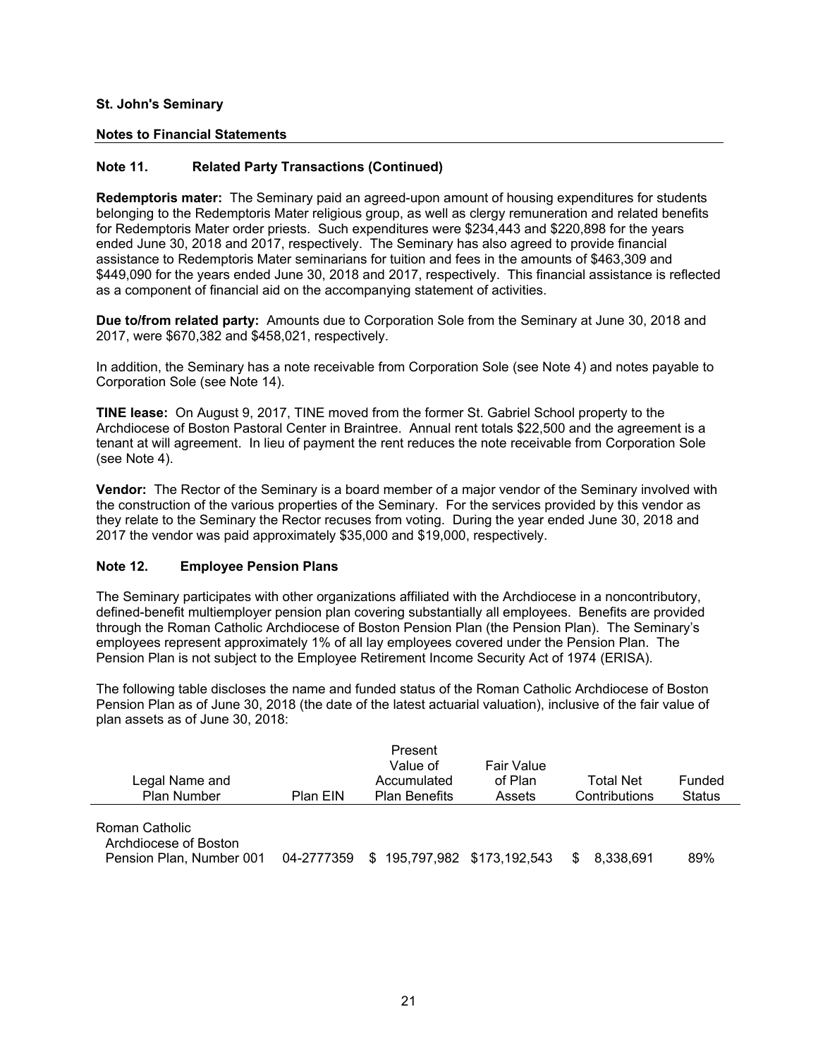**St. John's Seminary**

**Notes to Financial Statements**

### Note 11. Related Party Transactions (Continued)

**Redemptoris mater:** The Seminary paid an agreed-upon amount of housing expenditures for students belonging to the Redemptoris Mater religious group, as well as clergy remuneration and related benefits for Redemptoris Mater order priests. Such expenditures were $234,443 and $220,898 for the years ended June 30, 2018 and 2017, respectively. The Seminary has also agreed to provide financial assistance to Redemptoris Mater seminarians for tuition and fees in the amounts of $463,309 and $449,090 for the years ended June 30, 2018 and 2017, respectively. This financial assistance is reflected as a component of financial aid on the accompanying statement of activities.

**Due to/from related party:** Amounts due to Corporation Sole from the Seminary at June 30, 2018 and 2017, were $670,382 and $458,021, respectively.

In addition, the Seminary has a note receivable from Corporation Sole (see Note 4) and notes payable to Corporation Sole (see Note 14).

**TINE lease:** On August 9, 2017, TINE moved from the former St. Gabriel School property to the Archdiocese of Boston Pastoral Center in Braintree. Annual rent totals $22,500 and the agreement is a tenant at will agreement. In lieu of payment the rent reduces the note receivable from Corporation Sole (see Note 4).

**Vendor:** The Rector of the Seminary is a board member of a major vendor of the Seminary involved with the construction of the various properties of the Seminary. For the services provided by this vendor as they relate to the Seminary the Rector recuses from voting. During the year ended June 30, 2018 and 2017 the vendor was paid approximately $35,000 and $19,000, respectively.

### Note 12. Employee Pension Plans

The Seminary participates with other organizations affiliated with the Archdiocese in a noncontributory, defined-benefit multiemployer pension plan covering substantially all employees. Benefits are provided through the Roman Catholic Archdiocese of Boston Pension Plan (the Pension Plan). The Seminary's employees represent approximately 1% of all lay employees covered under the Pension Plan. The Pension Plan is not subject to the Employee Retirement Income Security Act of 1974 (ERISA).

The following table discloses the name and funded status of the Roman Catholic Archdiocese of Boston Pension Plan as of June 30, 2018 (the date of the latest actuarial valuation), inclusive of the fair value of plan assets as of June 30, 2018:

| Legal Name and Plan Number | Plan EIN | Present Value of Accumulated Plan Benefits | Fair Value of Plan Assets | Total Net Contributions | Funded Status |
|---|---|---|---|---|---|
| Roman Catholic Archdiocese of Boston Pension Plan, Number 001 | 04-2777359 | $ 195,797,982 | $173,192,543 | $ 8,338,691 | 89% |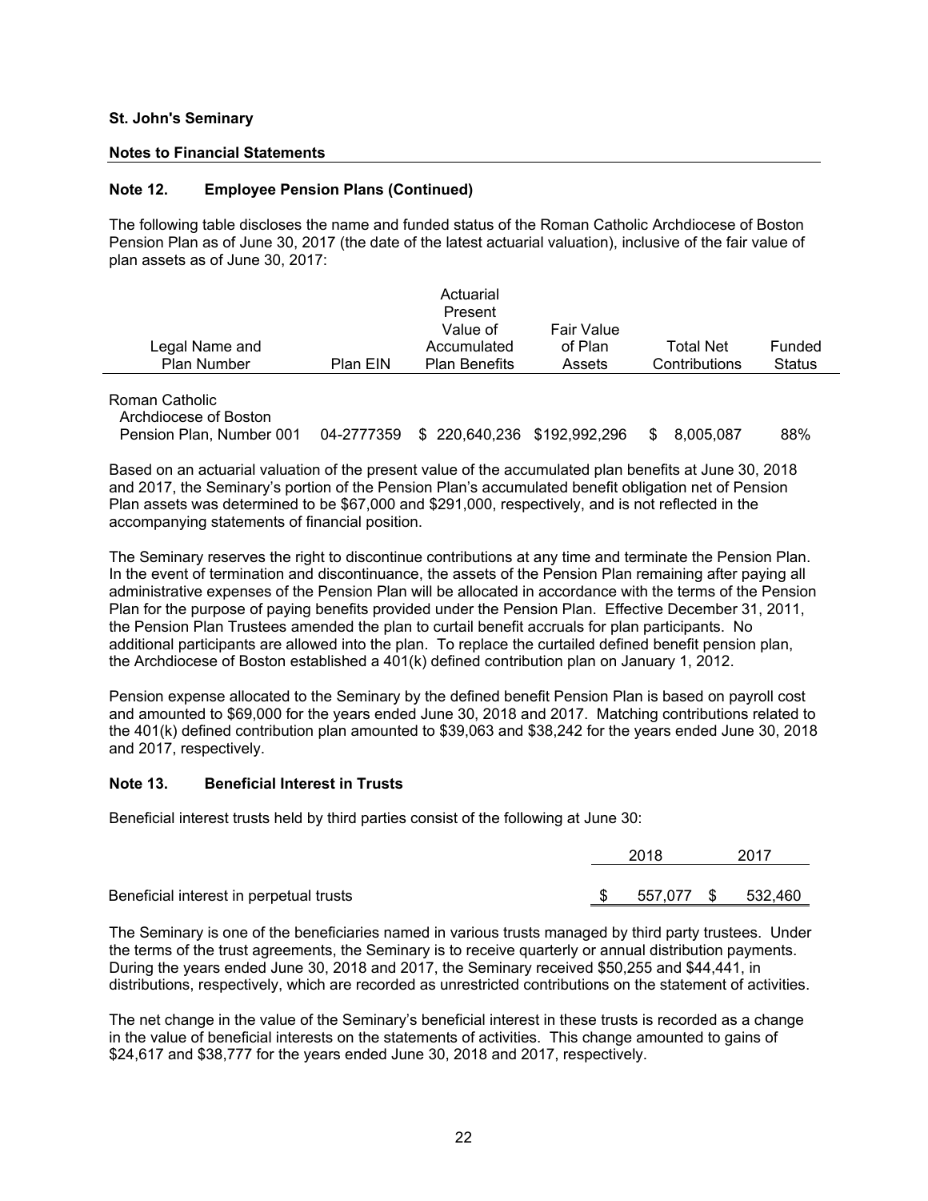**St. John's Seminary**

**Notes to Financial Statements**

**Note 12. Employee Pension Plans (Continued)**

The following table discloses the name and funded status of the Roman Catholic Archdiocese of Boston Pension Plan as of June 30, 2017 (the date of the latest actuarial valuation), inclusive of the fair value of plan assets as of June 30, 2017:

| Legal Name and Plan Number | Plan EIN | Actuarial Present Value of Accumulated Plan Benefits | Fair Value of Plan Assets | Total Net Contributions | Funded Status |
|---|---|---|---|---|---|
| Roman Catholic Archdiocese of Boston Pension Plan, Number 001 | 04-2777359 | $ 220,640,236 | $192,992,296 | $ 8,005,087 | 88% |

Based on an actuarial valuation of the present value of the accumulated plan benefits at June 30, 2018 and 2017, the Seminary's portion of the Pension Plan's accumulated benefit obligation net of Pension Plan assets was determined to be $67,000 and $291,000, respectively, and is not reflected in the accompanying statements of financial position.

The Seminary reserves the right to discontinue contributions at any time and terminate the Pension Plan. In the event of termination and discontinuance, the assets of the Pension Plan remaining after paying all administrative expenses of the Pension Plan will be allocated in accordance with the terms of the Pension Plan for the purpose of paying benefits provided under the Pension Plan. Effective December 31, 2011, the Pension Plan Trustees amended the plan to curtail benefit accruals for plan participants. No additional participants are allowed into the plan. To replace the curtailed defined benefit pension plan, the Archdiocese of Boston established a 401(k) defined contribution plan on January 1, 2012.

Pension expense allocated to the Seminary by the defined benefit Pension Plan is based on payroll cost and amounted to $69,000 for the years ended June 30, 2018 and 2017. Matching contributions related to the 401(k) defined contribution plan amounted to $39,063 and $38,242 for the years ended June 30, 2018 and 2017, respectively.

**Note 13. Beneficial Interest in Trusts**

Beneficial interest trusts held by third parties consist of the following at June 30:

| | 2018 | 2017 |
|---|---|---|
| Beneficial interest in perpetual trusts | $ 557,077 | $ 532,460 |

The Seminary is one of the beneficiaries named in various trusts managed by third party trustees. Under the terms of the trust agreements, the Seminary is to receive quarterly or annual distribution payments. During the years ended June 30, 2018 and 2017, the Seminary received $50,255 and $44,441, in distributions, respectively, which are recorded as unrestricted contributions on the statement of activities.

The net change in the value of the Seminary's beneficial interest in these trusts is recorded as a change in the value of beneficial interests on the statements of activities. This change amounted to gains of $24,617 and $38,777 for the years ended June 30, 2018 and 2017, respectively.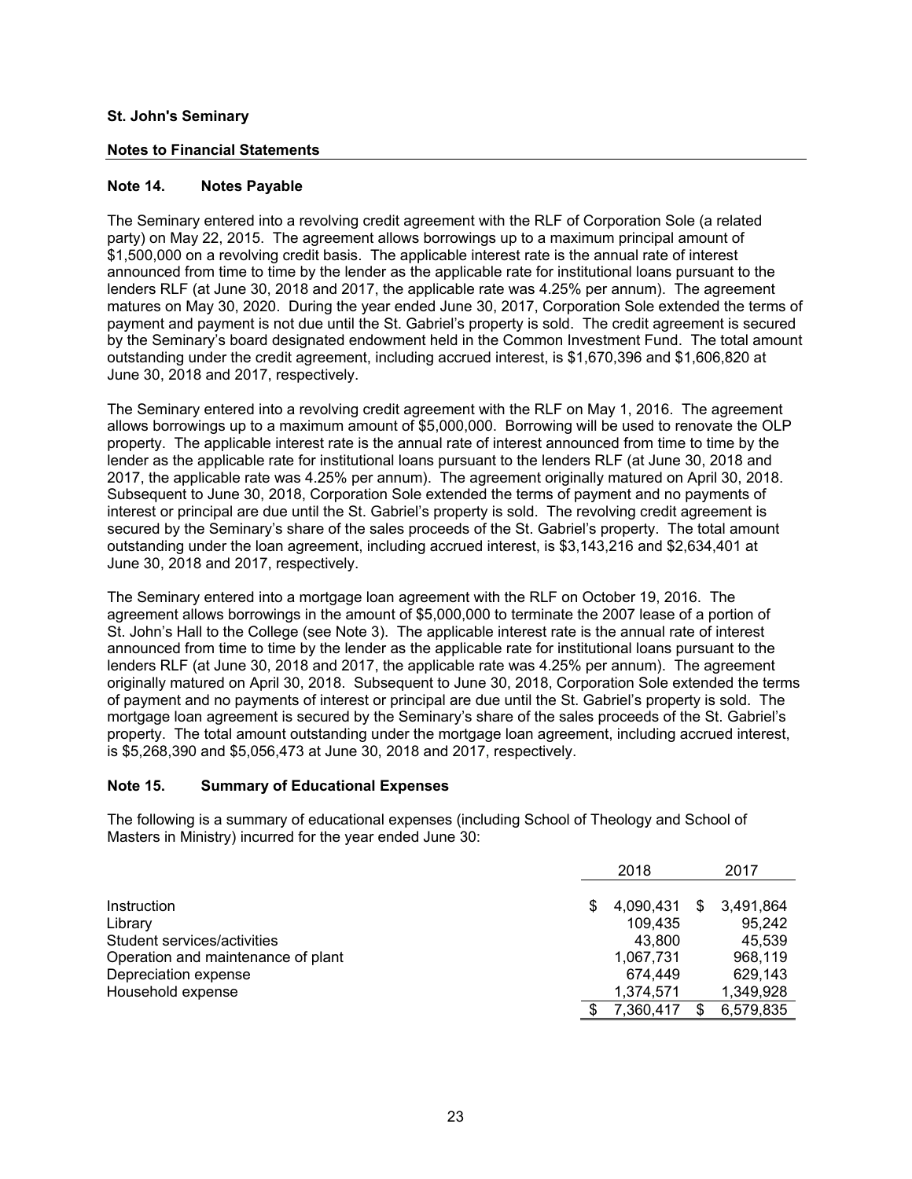**St. John's Seminary**

**Notes to Financial Statements**

### Note 14. Notes Payable

The Seminary entered into a revolving credit agreement with the RLF of Corporation Sole (a related party) on May 22, 2015. The agreement allows borrowings up to a maximum principal amount of $1,500,000 on a revolving credit basis. The applicable interest rate is the annual rate of interest announced from time to time by the lender as the applicable rate for institutional loans pursuant to the lenders RLF (at June 30, 2018 and 2017, the applicable rate was 4.25% per annum). The agreement matures on May 30, 2020. During the year ended June 30, 2017, Corporation Sole extended the terms of payment and payment is not due until the St. Gabriel's property is sold. The credit agreement is secured by the Seminary's board designated endowment held in the Common Investment Fund. The total amount outstanding under the credit agreement, including accrued interest, is $1,670,396 and $1,606,820 at June 30, 2018 and 2017, respectively.

The Seminary entered into a revolving credit agreement with the RLF on May 1, 2016. The agreement allows borrowings up to a maximum amount of $5,000,000. Borrowing will be used to renovate the OLP property. The applicable interest rate is the annual rate of interest announced from time to time by the lender as the applicable rate for institutional loans pursuant to the lenders RLF (at June 30, 2018 and 2017, the applicable rate was 4.25% per annum). The agreement originally matured on April 30, 2018. Subsequent to June 30, 2018, Corporation Sole extended the terms of payment and no payments of interest or principal are due until the St. Gabriel's property is sold. The revolving credit agreement is secured by the Seminary's share of the sales proceeds of the St. Gabriel's property. The total amount outstanding under the loan agreement, including accrued interest, is $3,143,216 and $2,634,401 at June 30, 2018 and 2017, respectively.

The Seminary entered into a mortgage loan agreement with the RLF on October 19, 2016. The agreement allows borrowings in the amount of $5,000,000 to terminate the 2007 lease of a portion of St. John's Hall to the College (see Note 3). The applicable interest rate is the annual rate of interest announced from time to time by the lender as the applicable rate for institutional loans pursuant to the lenders RLF (at June 30, 2018 and 2017, the applicable rate was 4.25% per annum). The agreement originally matured on April 30, 2018. Subsequent to June 30, 2018, Corporation Sole extended the terms of payment and no payments of interest or principal are due until the St. Gabriel's property is sold. The mortgage loan agreement is secured by the Seminary's share of the sales proceeds of the St. Gabriel's property. The total amount outstanding under the mortgage loan agreement, including accrued interest, is $5,268,390 and $5,056,473 at June 30, 2018 and 2017, respectively.

### Note 15. Summary of Educational Expenses

The following is a summary of educational expenses (including School of Theology and School of Masters in Ministry) incurred for the year ended June 30:

| | 2018 | 2017 |
|---|---|---|
| Instruction | $ 4,090,431 | $ 3,491,864 |
| Library | 109,435 | 95,242 |
| Student services/activities | 43,800 | 45,539 |
| Operation and maintenance of plant | 1,067,731 | 968,119 |
| Depreciation expense | 674,449 | 629,143 |
| Household expense | 1,374,571 | 1,349,928 |
| | $ 7,360,417 | $ 6,579,835 |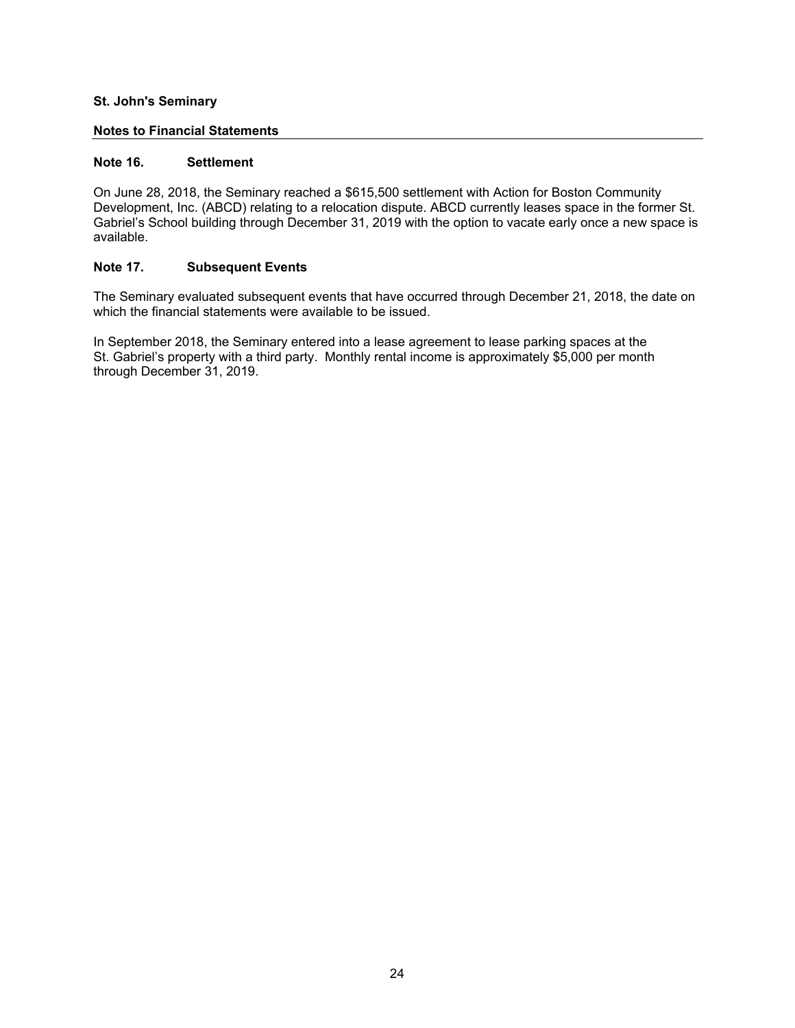**St. John's Seminary**

**Notes to Financial Statements**

### Note 16. Settlement

On June 28, 2018, the Seminary reached a $615,500 settlement with Action for Boston Community Development, Inc. (ABCD) relating to a relocation dispute. ABCD currently leases space in the former St. Gabriel's School building through December 31, 2019 with the option to vacate early once a new space is available.

### Note 17. Subsequent Events

The Seminary evaluated subsequent events that have occurred through December 21, 2018, the date on which the financial statements were available to be issued.

In September 2018, the Seminary entered into a lease agreement to lease parking spaces at the St. Gabriel's property with a third party. Monthly rental income is approximately $5,000 per month through December 31, 2019.